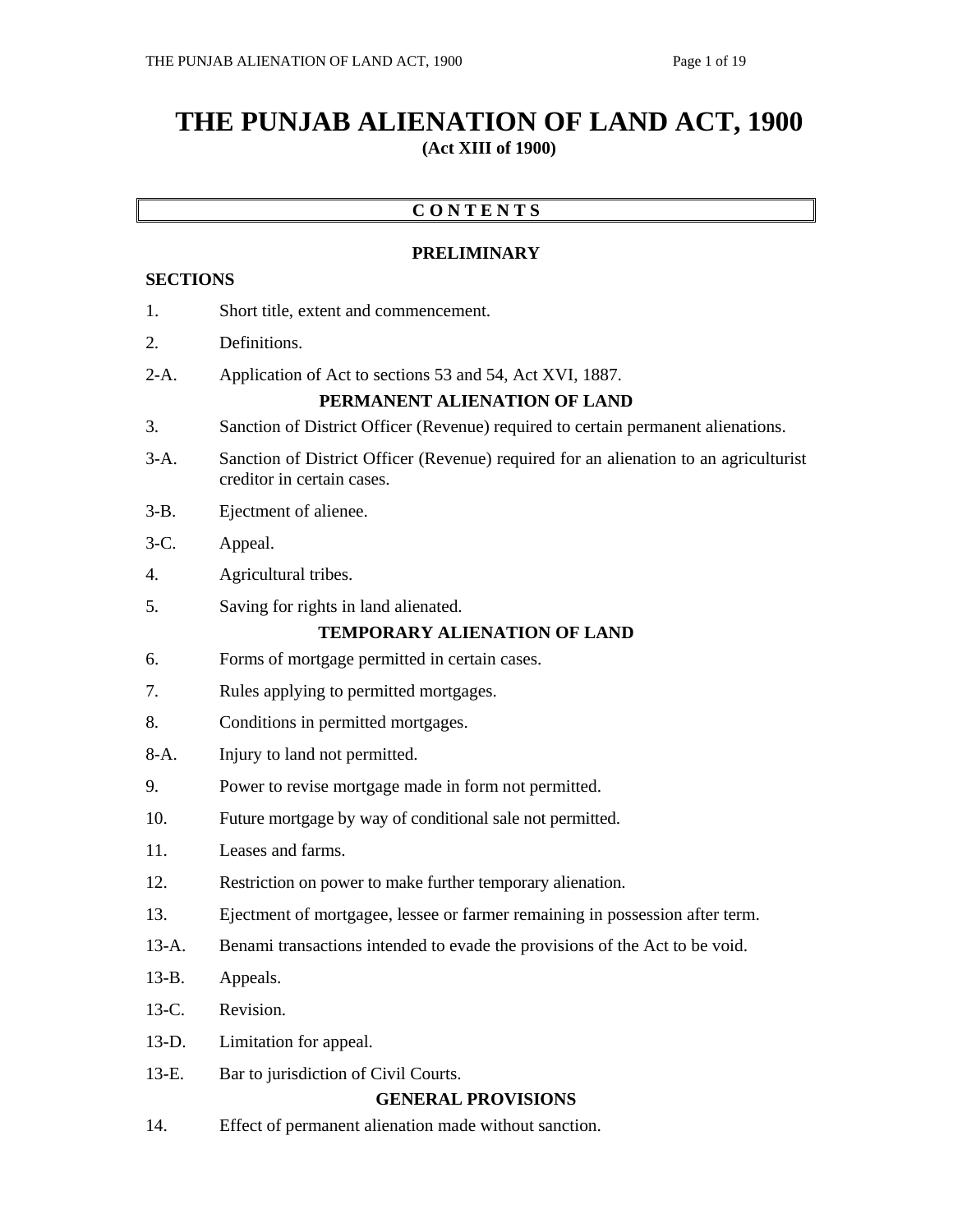# THE PUNJAB ALIENATION OF LAND ACT, 1900

**(Act XIII of 1900)**

**C O N T E N T S**

**PRELIMINARY**

**SECTIONS**

1. Short title, extent and commencement.

2. Definitions.

2-A. Application of Act to sections 53 and 54, Act XVI, 1887.

**PERMANENT ALIENATION OF LAND**

3. Sanction of District Officer (Revenue) required to certain permanent alienations.

3-A. Sanction of District Officer (Revenue) required for an alienation to an agriculturist creditor in certain cases.

3-B. Ejectment of alienee.

3-C. Appeal.

4. Agricultural tribes.

5. Saving for rights in land alienated.

**TEMPORARY ALIENATION OF LAND**

6. Forms of mortgage permitted in certain cases.

7. Rules applying to permitted mortgages.

8. Conditions in permitted mortgages.

8-A. Injury to land not permitted.

9. Power to revise mortgage made in form not permitted.

10. Future mortgage by way of conditional sale not permitted.

11. Leases and farms.

12. Restriction on power to make further temporary alienation.

13. Ejectment of mortgagee, lessee or farmer remaining in possession after term.

13-A. Benami transactions intended to evade the provisions of the Act to be void.

13-B. Appeals.

13-C. Revision.

13-D. Limitation for appeal.

13-E. Bar to jurisdiction of Civil Courts.

**GENERAL PROVISIONS**

14. Effect of permanent alienation made without sanction.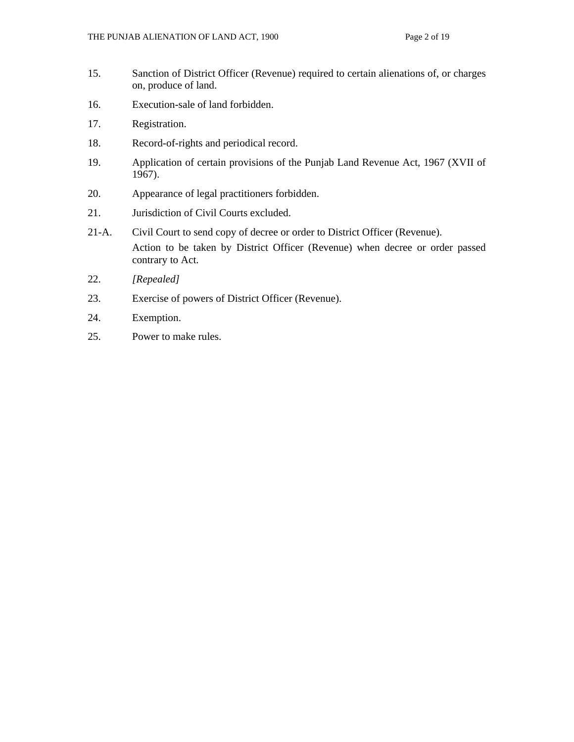15. Sanction of District Officer (Revenue) required to certain alienations of, or charges on, produce of land.

16. Execution-sale of land forbidden.

17. Registration.

18. Record-of-rights and periodical record.

19. Application of certain provisions of the Punjab Land Revenue Act, 1967 (XVII of 1967).

20. Appearance of legal practitioners forbidden.

21. Jurisdiction of Civil Courts excluded.

21-A. Civil Court to send copy of decree or order to District Officer (Revenue).
Action to be taken by District Officer (Revenue) when decree or order passed contrary to Act.

22. *[Repealed]*

23. Exercise of powers of District Officer (Revenue).

24. Exemption.

25. Power to make rules.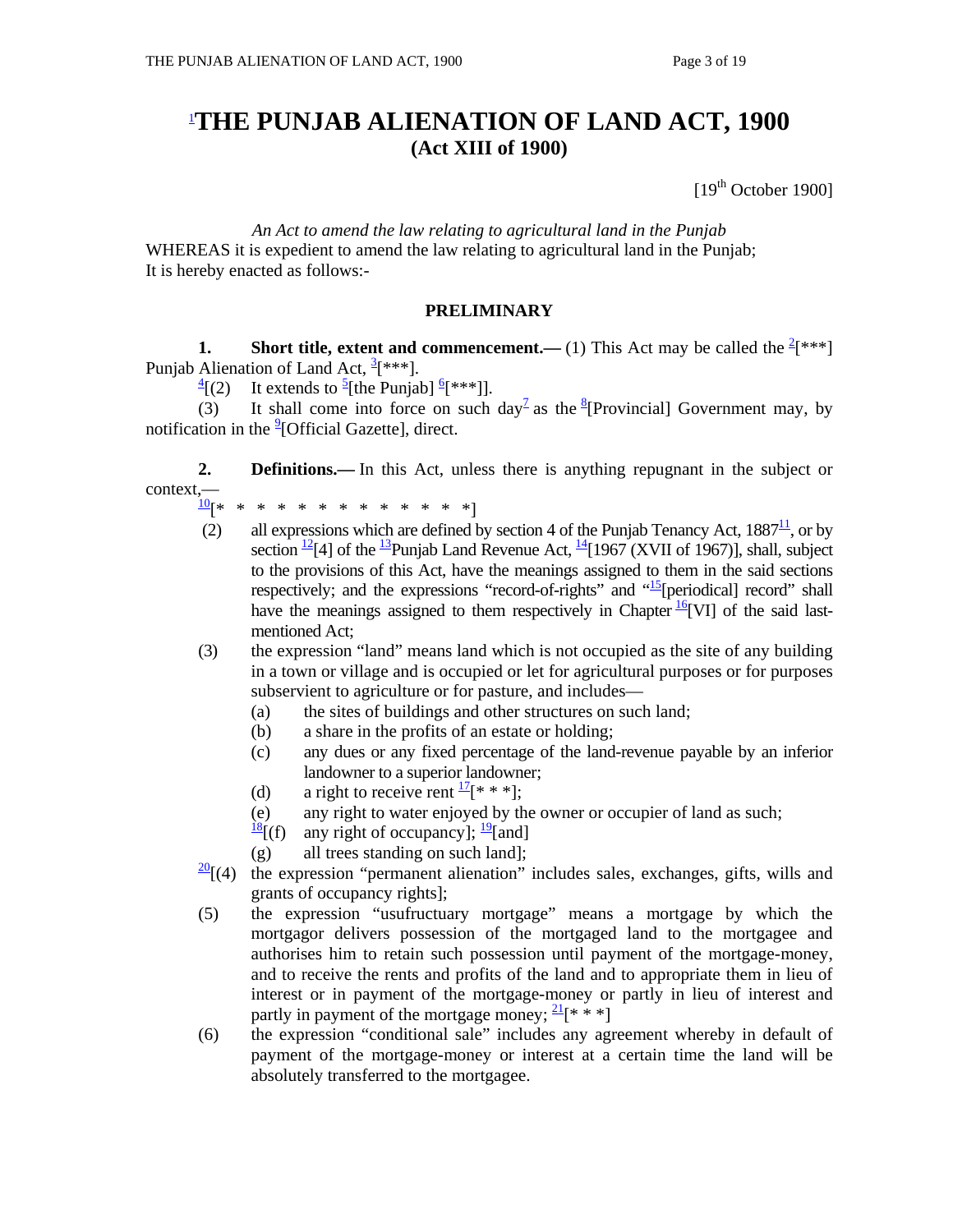# [1]THE PUNJAB ALIENATION OF LAND ACT, 1900
**(Act XIII of 1900)**

[19th October 1900]

*An Act to amend the law relating to agricultural land in the Punjab*

WHEREAS it is expedient to amend the law relating to agricultural land in the Punjab;

It is hereby enacted as follows:-

## PRELIMINARY

**1. Short title, extent and commencement.—** (1) This Act may be called the [2][***] Punjab Alienation of Land Act, [3][***].

[4][(2) It extends to [5][the Punjab] [6][***]].

(3) It shall come into force on such day[7] as the [8][Provincial] Government may, by notification in the [9][Official Gazette], direct.

**2. Definitions.—** In this Act, unless there is anything repugnant in the subject or context,—

[10][* * * * * * * * * * * * * *]

(2) all expressions which are defined by section 4 of the Punjab Tenancy Act, 1887[11], or by section [12][4] of the [13]Punjab Land Revenue Act, [14][1967 (XVII of 1967)], shall, subject to the provisions of this Act, have the meanings assigned to them in the said sections respectively; and the expressions "record-of-rights" and "[15][periodical] record" shall have the meanings assigned to them respectively in Chapter [16][VI] of the said last-mentioned Act;

(3) the expression "land" means land which is not occupied as the site of any building in a town or village and is occupied or let for agricultural purposes or for purposes subservient to agriculture or for pasture, and includes—

- (a) the sites of buildings and other structures on such land;
- (b) a share in the profits of an estate or holding;
- (c) any dues or any fixed percentage of the land-revenue payable by an inferior landowner to a superior landowner;
- (d) a right to receive rent [17][* * *];
- (e) any right to water enjoyed by the owner or occupier of land as such;
- [18][(f) any right of occupancy]; [19][and]
- (g) all trees standing on such land];

[20][(4) the expression "permanent alienation" includes sales, exchanges, gifts, wills and grants of occupancy rights];

(5) the expression "usufructuary mortgage" means a mortgage by which the mortgagor delivers possession of the mortgaged land to the mortgagee and authorises him to retain such possession until payment of the mortgage-money, and to receive the rents and profits of the land and to appropriate them in lieu of interest or in payment of the mortgage-money or partly in lieu of interest and partly in payment of the mortgage money; [21][* * *]

(6) the expression "conditional sale" includes any agreement whereby in default of payment of the mortgage-money or interest at a certain time the land will be absolutely transferred to the mortgagee.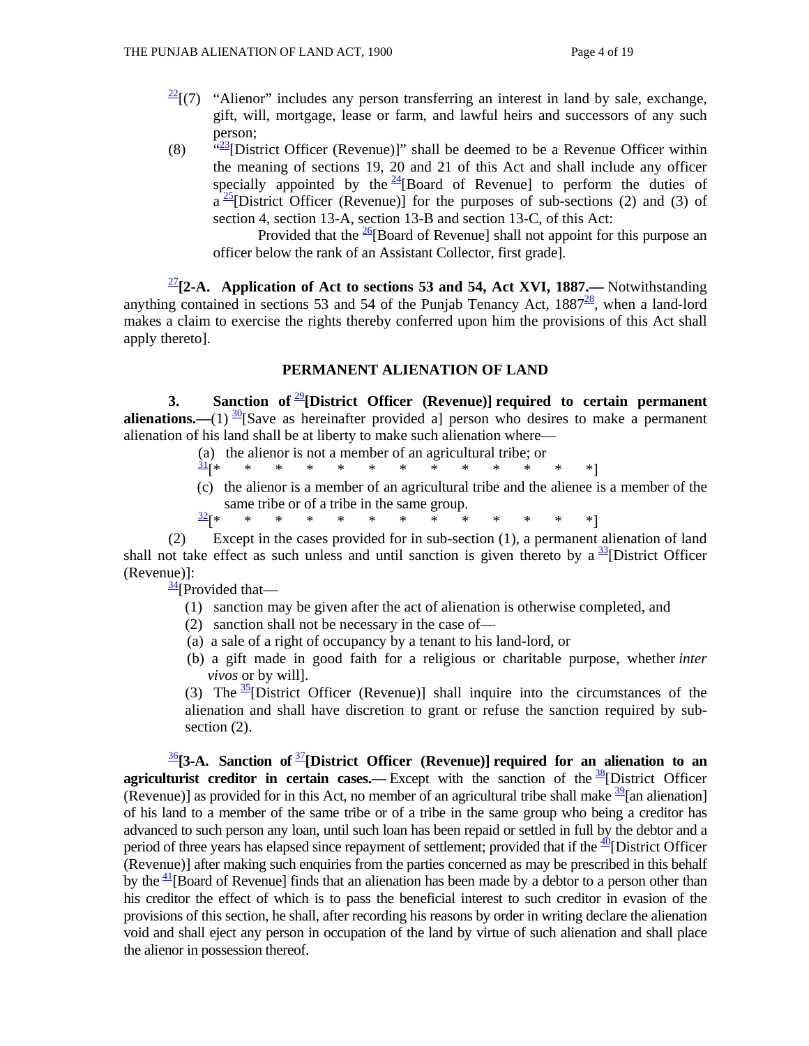[22][(7) "Alienor" includes any person transferring an interest in land by sale, exchange, gift, will, mortgage, lease or farm, and lawful heirs and successors of any such person;

(8) "[23][District Officer (Revenue)]" shall be deemed to be a Revenue Officer within the meaning of sections 19, 20 and 21 of this Act and shall include any officer specially appointed by the [24][Board of Revenue] to perform the duties of a [25][District Officer (Revenue)] for the purposes of sub-sections (2) and (3) of section 4, section 13-A, section 13-B and section 13-C, of this Act:

Provided that the [26][Board of Revenue] shall not appoint for this purpose an officer below the rank of an Assistant Collector, first grade].

[27]**[2-A. Application of Act to sections 53 and 54, Act XVI, 1887.—** Notwithstanding anything contained in sections 53 and 54 of the Punjab Tenancy Act, 1887[28], when a land-lord makes a claim to exercise the rights thereby conferred upon him the provisions of this Act shall apply thereto].

## PERMANENT ALIENATION OF LAND

**3. Sanction of [29][District Officer (Revenue)] required to certain permanent alienations.—**(1) [30][Save as hereinafter provided a] person who desires to make a permanent alienation of his land shall be at liberty to make such alienation where—

(a) the alienor is not a member of an agricultural tribe; or

[31][* * * * * * * * * * * * *]

(c) the alienor is a member of an agricultural tribe and the alienee is a member of the same tribe or of a tribe in the same group.

[32][* * * * * * * * * * * * *]

(2) Except in the cases provided for in sub-section (1), a permanent alienation of land shall not take effect as such unless and until sanction is given thereto by a [33][District Officer (Revenue)]:

[34][Provided that—

(1) sanction may be given after the act of alienation is otherwise completed, and

(2) sanction shall not be necessary in the case of—

(a) a sale of a right of occupancy by a tenant to his land-lord, or

(b) a gift made in good faith for a religious or charitable purpose, whether *inter vivos* or by will].

(3) The [35][District Officer (Revenue)] shall inquire into the circumstances of the alienation and shall have discretion to grant or refuse the sanction required by sub-section (2).

[36]**[3-A. Sanction of [37][District Officer (Revenue)] required for an alienation to an agriculturist creditor in certain cases.—** Except with the sanction of the [38][District Officer (Revenue)] as provided for in this Act, no member of an agricultural tribe shall make [39][an alienation] of his land to a member of the same tribe or of a tribe in the same group who being a creditor has advanced to such person any loan, until such loan has been repaid or settled in full by the debtor and a period of three years has elapsed since repayment of settlement; provided that if the [40][District Officer (Revenue)] after making such enquiries from the parties concerned as may be prescribed in this behalf by the [41][Board of Revenue] finds that an alienation has been made by a debtor to a person other than his creditor the effect of which is to pass the beneficial interest to such creditor in evasion of the provisions of this section, he shall, after recording his reasons by order in writing declare the alienation void and shall eject any person in occupation of the land by virtue of such alienation and shall place the alienor in possession thereof.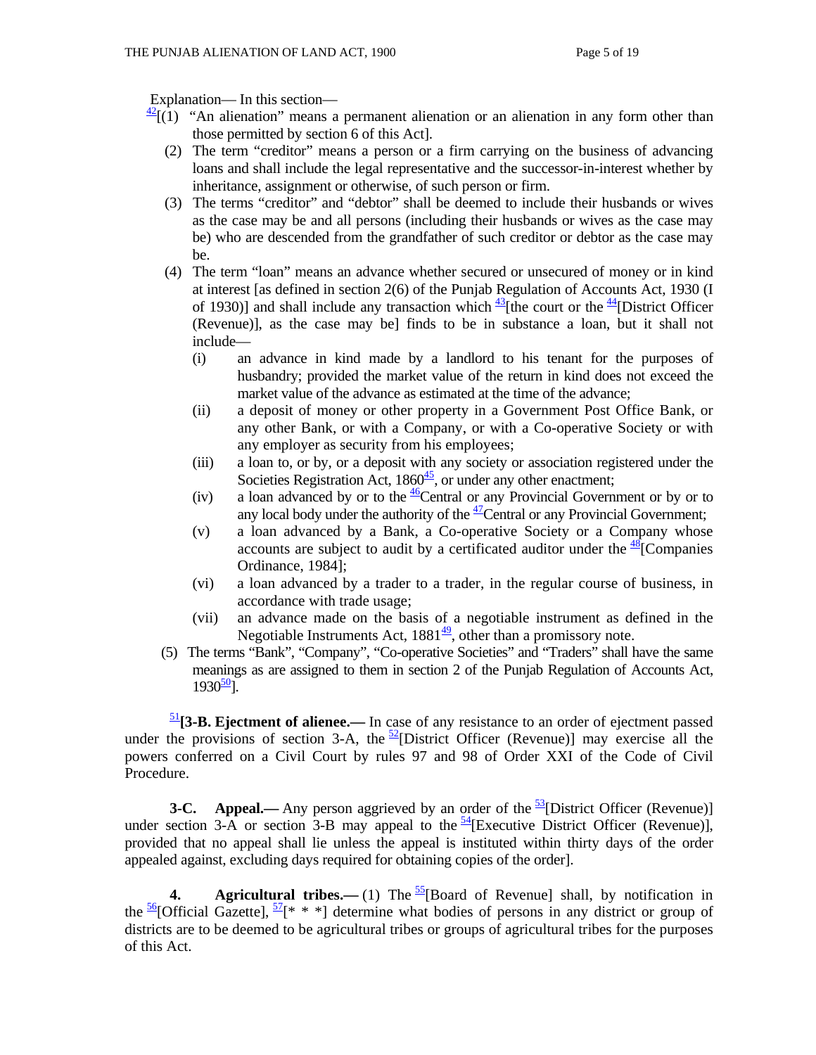Explanation— In this section—

[42][(1) "An alienation" means a permanent alienation or an alienation in any form other than those permitted by section 6 of this Act].

(2) The term "creditor" means a person or a firm carrying on the business of advancing loans and shall include the legal representative and the successor-in-interest whether by inheritance, assignment or otherwise, of such person or firm.

(3) The terms "creditor" and "debtor" shall be deemed to include their husbands or wives as the case may be and all persons (including their husbands or wives as the case may be) who are descended from the grandfather of such creditor or debtor as the case may be.

(4) The term "loan" means an advance whether secured or unsecured of money or in kind at interest [as defined in section 2(6) of the Punjab Regulation of Accounts Act, 1930 (I of 1930)] and shall include any transaction which [43][the court or the [44][District Officer (Revenue)], as the case may be] finds to be in substance a loan, but it shall not include—

- (i) an advance in kind made by a landlord to his tenant for the purposes of husbandry; provided the market value of the return in kind does not exceed the market value of the advance as estimated at the time of the advance;
- (ii) a deposit of money or other property in a Government Post Office Bank, or any other Bank, or with a Company, or with a Co-operative Society or with any employer as security from his employees;
- (iii) a loan to, or by, or a deposit with any society or association registered under the Societies Registration Act, 1860[45], or under any other enactment;
- (iv) a loan advanced by or to the [46]Central or any Provincial Government or by or to any local body under the authority of the [47]Central or any Provincial Government;
- (v) a loan advanced by a Bank, a Co-operative Society or a Company whose accounts are subject to audit by a certificated auditor under the [48][Companies Ordinance, 1984];
- (vi) a loan advanced by a trader to a trader, in the regular course of business, in accordance with trade usage;
- (vii) an advance made on the basis of a negotiable instrument as defined in the Negotiable Instruments Act, 1881[49], other than a promissory note.

(5) The terms "Bank", "Company", "Co-operative Societies" and "Traders" shall have the same meanings as are assigned to them in section 2 of the Punjab Regulation of Accounts Act, 1930[50]].

[51]**[3-B. Ejectment of alienee.—** In case of any resistance to an order of ejectment passed under the provisions of section 3-A, the [52][District Officer (Revenue)] may exercise all the powers conferred on a Civil Court by rules 97 and 98 of Order XXI of the Code of Civil Procedure.

**3-C. Appeal.—** Any person aggrieved by an order of the [53][District Officer (Revenue)] under section 3-A or section 3-B may appeal to the [54][Executive District Officer (Revenue)], provided that no appeal shall lie unless the appeal is instituted within thirty days of the order appealed against, excluding days required for obtaining copies of the order].

**4. Agricultural tribes.—** (1) The [55][Board of Revenue] shall, by notification in the [56][Official Gazette], [57][* * *] determine what bodies of persons in any district or group of districts are to be deemed to be agricultural tribes or groups of agricultural tribes for the purposes of this Act.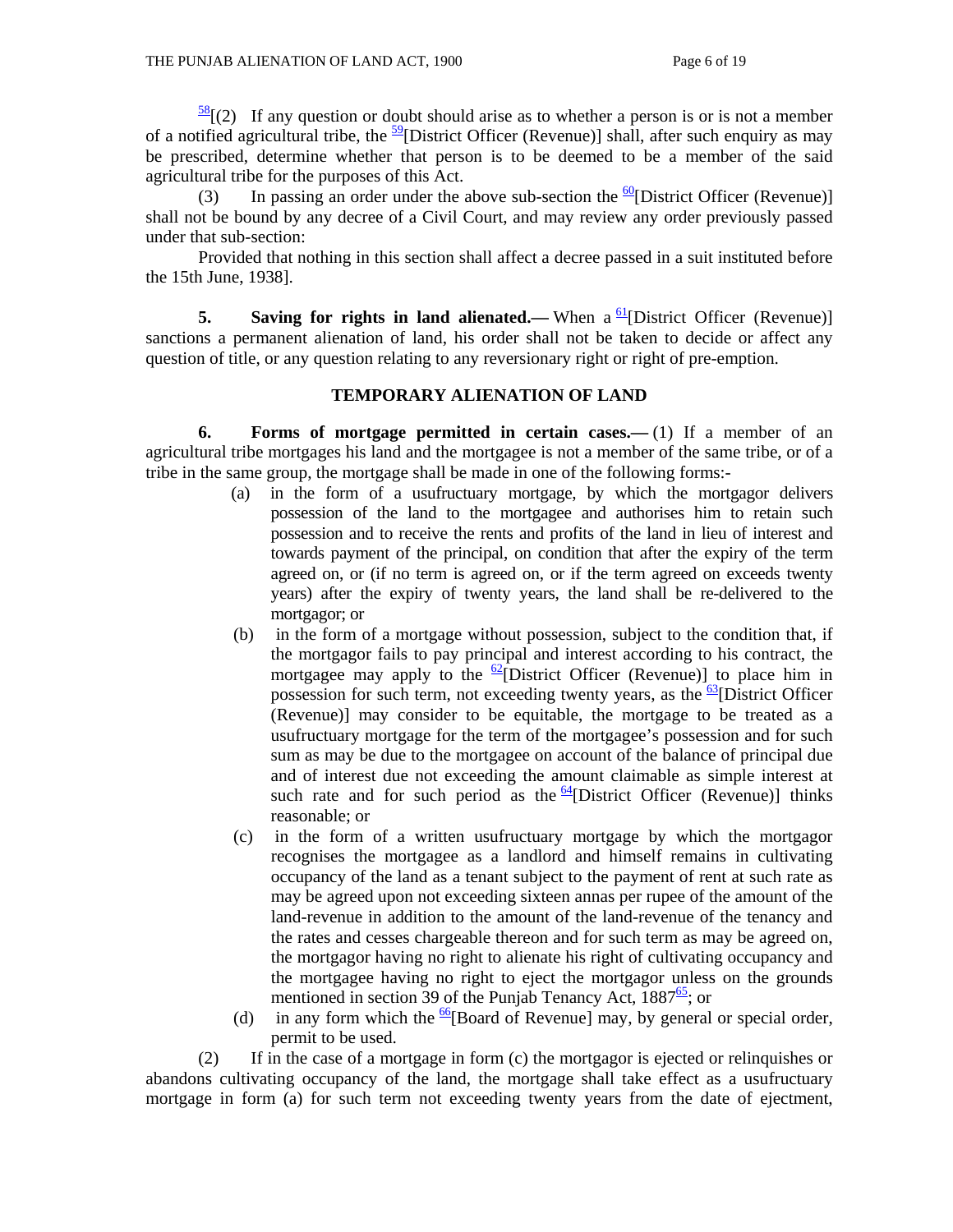[58][(2) If any question or doubt should arise as to whether a person is or is not a member of a notified agricultural tribe, the [59][District Officer (Revenue)] shall, after such enquiry as may be prescribed, determine whether that person is to be deemed to be a member of the said agricultural tribe for the purposes of this Act.

(3) In passing an order under the above sub-section the [60][District Officer (Revenue)] shall not be bound by any decree of a Civil Court, and may review any order previously passed under that sub-section:

Provided that nothing in this section shall affect a decree passed in a suit instituted before the 15th June, 1938].

**5. Saving for rights in land alienated.—** When a [61][District Officer (Revenue)] sanctions a permanent alienation of land, his order shall not be taken to decide or affect any question of title, or any question relating to any reversionary right or right of pre-emption.

### TEMPORARY ALIENATION OF LAND

**6. Forms of mortgage permitted in certain cases.—** (1) If a member of an agricultural tribe mortgages his land and the mortgagee is not a member of the same tribe, or of a tribe in the same group, the mortgage shall be made in one of the following forms:-

(a) in the form of a usufructuary mortgage, by which the mortgagor delivers possession of the land to the mortgagee and authorises him to retain such possession and to receive the rents and profits of the land in lieu of interest and towards payment of the principal, on condition that after the expiry of the term agreed on, or (if no term is agreed on, or if the term agreed on exceeds twenty years) after the expiry of twenty years, the land shall be re-delivered to the mortgagor; or

(b) in the form of a mortgage without possession, subject to the condition that, if the mortgagor fails to pay principal and interest according to his contract, the mortgagee may apply to the [62][District Officer (Revenue)] to place him in possession for such term, not exceeding twenty years, as the [63][District Officer (Revenue)] may consider to be equitable, the mortgage to be treated as a usufructuary mortgage for the term of the mortgagee's possession and for such sum as may be due to the mortgagee on account of the balance of principal due and of interest due not exceeding the amount claimable as simple interest at such rate and for such period as the [64][District Officer (Revenue)] thinks reasonable; or

(c) in the form of a written usufructuary mortgage by which the mortgagor recognises the mortgagee as a landlord and himself remains in cultivating occupancy of the land as a tenant subject to the payment of rent at such rate as may be agreed upon not exceeding sixteen annas per rupee of the amount of the land-revenue in addition to the amount of the land-revenue of the tenancy and the rates and cesses chargeable thereon and for such term as may be agreed on, the mortgagor having no right to alienate his right of cultivating occupancy and the mortgagee having no right to eject the mortgagor unless on the grounds mentioned in section 39 of the Punjab Tenancy Act, 1887[65]; or

(d) in any form which the [66][Board of Revenue] may, by general or special order, permit to be used.

(2) If in the case of a mortgage in form (c) the mortgagor is ejected or relinquishes or abandons cultivating occupancy of the land, the mortgage shall take effect as a usufructuary mortgage in form (a) for such term not exceeding twenty years from the date of ejectment,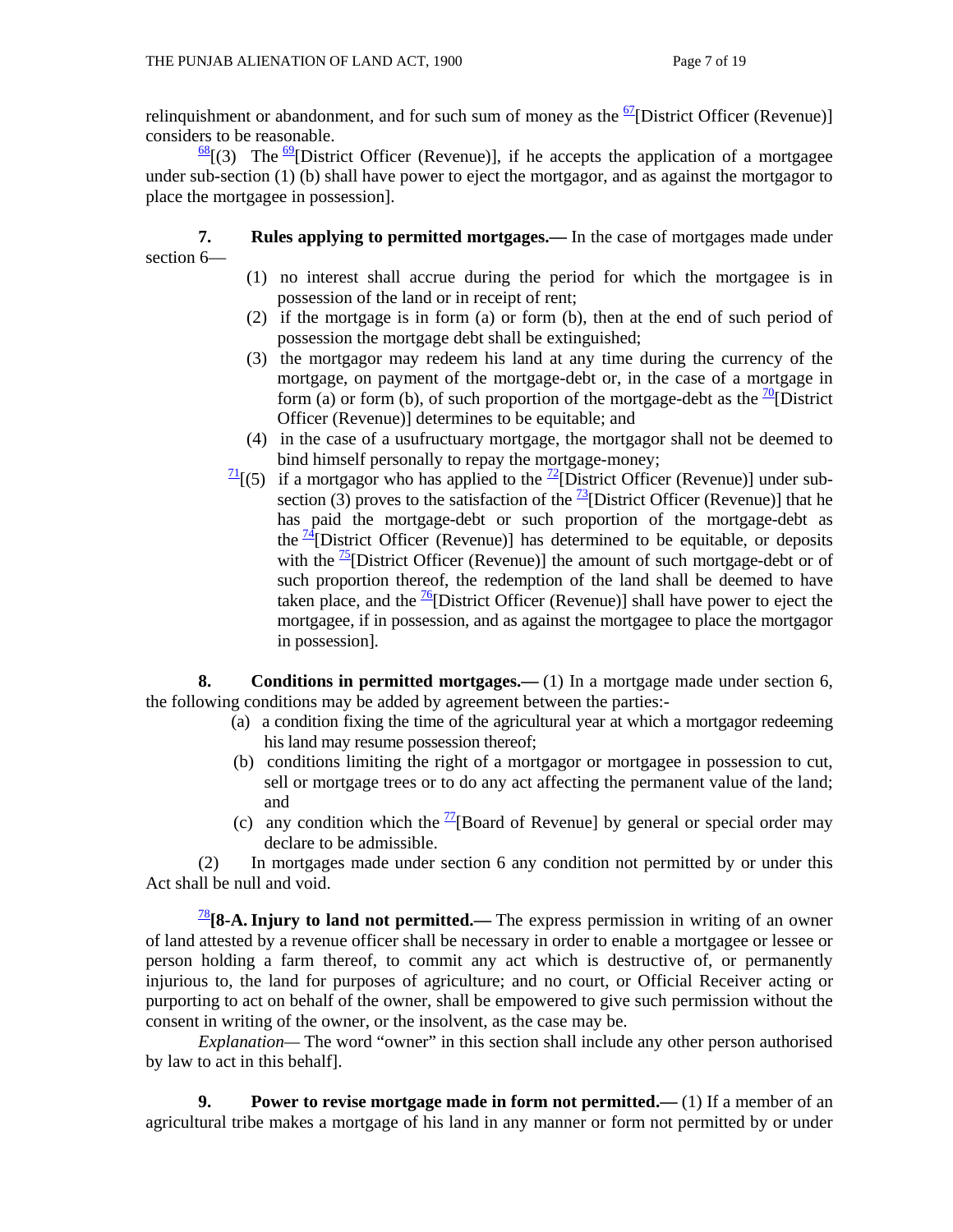relinquishment or abandonment, and for such sum of money as the [67][District Officer (Revenue)] considers to be reasonable.

[68][(3) The [69][District Officer (Revenue)], if he accepts the application of a mortgagee under sub-section (1) (b) shall have power to eject the mortgagor, and as against the mortgagor to place the mortgagee in possession].

**7. Rules applying to permitted mortgages.—** In the case of mortgages made under section 6—

(1) no interest shall accrue during the period for which the mortgagee is in possession of the land or in receipt of rent;

(2) if the mortgage is in form (a) or form (b), then at the end of such period of possession the mortgage debt shall be extinguished;

(3) the mortgagor may redeem his land at any time during the currency of the mortgage, on payment of the mortgage-debt or, in the case of a mortgage in form (a) or form (b), of such proportion of the mortgage-debt as the [70][District Officer (Revenue)] determines to be equitable; and

(4) in the case of a usufructuary mortgage, the mortgagor shall not be deemed to bind himself personally to repay the mortgage-money;

[71][(5) if a mortgagor who has applied to the [72][District Officer (Revenue)] under sub-section (3) proves to the satisfaction of the [73][District Officer (Revenue)] that he has paid the mortgage-debt or such proportion of the mortgage-debt as the [74][District Officer (Revenue)] has determined to be equitable, or deposits with the [75][District Officer (Revenue)] the amount of such mortgage-debt or of such proportion thereof, the redemption of the land shall be deemed to have taken place, and the [76][District Officer (Revenue)] shall have power to eject the mortgagee, if in possession, and as against the mortgagee to place the mortgagor in possession].

**8. Conditions in permitted mortgages.—** (1) In a mortgage made under section 6, the following conditions may be added by agreement between the parties:-

(a) a condition fixing the time of the agricultural year at which a mortgagor redeeming his land may resume possession thereof;

(b) conditions limiting the right of a mortgagor or mortgagee in possession to cut, sell or mortgage trees or to do any act affecting the permanent value of the land; and

(c) any condition which the [77][Board of Revenue] by general or special order may declare to be admissible.

(2) In mortgages made under section 6 any condition not permitted by or under this Act shall be null and void.

[78]**[8-A. Injury to land not permitted.—** The express permission in writing of an owner of land attested by a revenue officer shall be necessary in order to enable a mortgagee or lessee or person holding a farm thereof, to commit any act which is destructive of, or permanently injurious to, the land for purposes of agriculture; and no court, or Official Receiver acting or purporting to act on behalf of the owner, shall be empowered to give such permission without the consent in writing of the owner, or the insolvent, as the case may be.

*Explanation*— The word "owner" in this section shall include any other person authorised by law to act in this behalf].

**9. Power to revise mortgage made in form not permitted.—** (1) If a member of an agricultural tribe makes a mortgage of his land in any manner or form not permitted by or under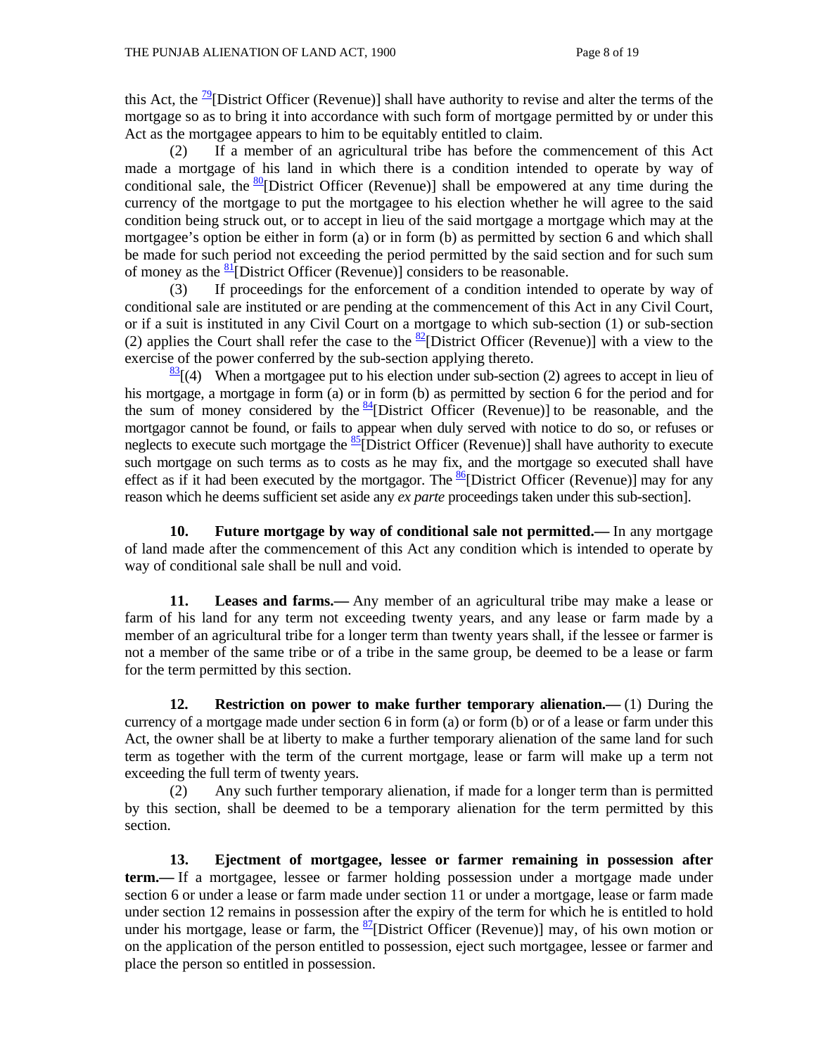this Act, the [79][District Officer (Revenue)] shall have authority to revise and alter the terms of the mortgage so as to bring it into accordance with such form of mortgage permitted by or under this Act as the mortgagee appears to him to be equitably entitled to claim.

(2) If a member of an agricultural tribe has before the commencement of this Act made a mortgage of his land in which there is a condition intended to operate by way of conditional sale, the [80][District Officer (Revenue)] shall be empowered at any time during the currency of the mortgage to put the mortgagee to his election whether he will agree to the said condition being struck out, or to accept in lieu of the said mortgage a mortgage which may at the mortgagee's option be either in form (a) or in form (b) as permitted by section 6 and which shall be made for such period not exceeding the period permitted by the said section and for such sum of money as the [81][District Officer (Revenue)] considers to be reasonable.

(3) If proceedings for the enforcement of a condition intended to operate by way of conditional sale are instituted or are pending at the commencement of this Act in any Civil Court, or if a suit is instituted in any Civil Court on a mortgage to which sub-section (1) or sub-section (2) applies the Court shall refer the case to the [82][District Officer (Revenue)] with a view to the exercise of the power conferred by the sub-section applying thereto.

[83][(4) When a mortgagee put to his election under sub-section (2) agrees to accept in lieu of his mortgage, a mortgage in form (a) or in form (b) as permitted by section 6 for the period and for the sum of money considered by the [84][District Officer (Revenue)] to be reasonable, and the mortgagor cannot be found, or fails to appear when duly served with notice to do so, or refuses or neglects to execute such mortgage the [85][District Officer (Revenue)] shall have authority to execute such mortgage on such terms as to costs as he may fix, and the mortgage so executed shall have effect as if it had been executed by the mortgagor. The [86][District Officer (Revenue)] may for any reason which he deems sufficient set aside any *ex parte* proceedings taken under this sub-section].

**10. Future mortgage by way of conditional sale not permitted.—** In any mortgage of land made after the commencement of this Act any condition which is intended to operate by way of conditional sale shall be null and void.

**11. Leases and farms.—** Any member of an agricultural tribe may make a lease or farm of his land for any term not exceeding twenty years, and any lease or farm made by a member of an agricultural tribe for a longer term than twenty years shall, if the lessee or farmer is not a member of the same tribe or of a tribe in the same group, be deemed to be a lease or farm for the term permitted by this section.

**12. Restriction on power to make further temporary alienation.—** (1) During the currency of a mortgage made under section 6 in form (a) or form (b) or of a lease or farm under this Act, the owner shall be at liberty to make a further temporary alienation of the same land for such term as together with the term of the current mortgage, lease or farm will make up a term not exceeding the full term of twenty years.

(2) Any such further temporary alienation, if made for a longer term than is permitted by this section, shall be deemed to be a temporary alienation for the term permitted by this section.

**13. Ejectment of mortgagee, lessee or farmer remaining in possession after term.—** If a mortgagee, lessee or farmer holding possession under a mortgage made under section 6 or under a lease or farm made under section 11 or under a mortgage, lease or farm made under section 12 remains in possession after the expiry of the term for which he is entitled to hold under his mortgage, lease or farm, the [87][District Officer (Revenue)] may, of his own motion or on the application of the person entitled to possession, eject such mortgagee, lessee or farmer and place the person so entitled in possession.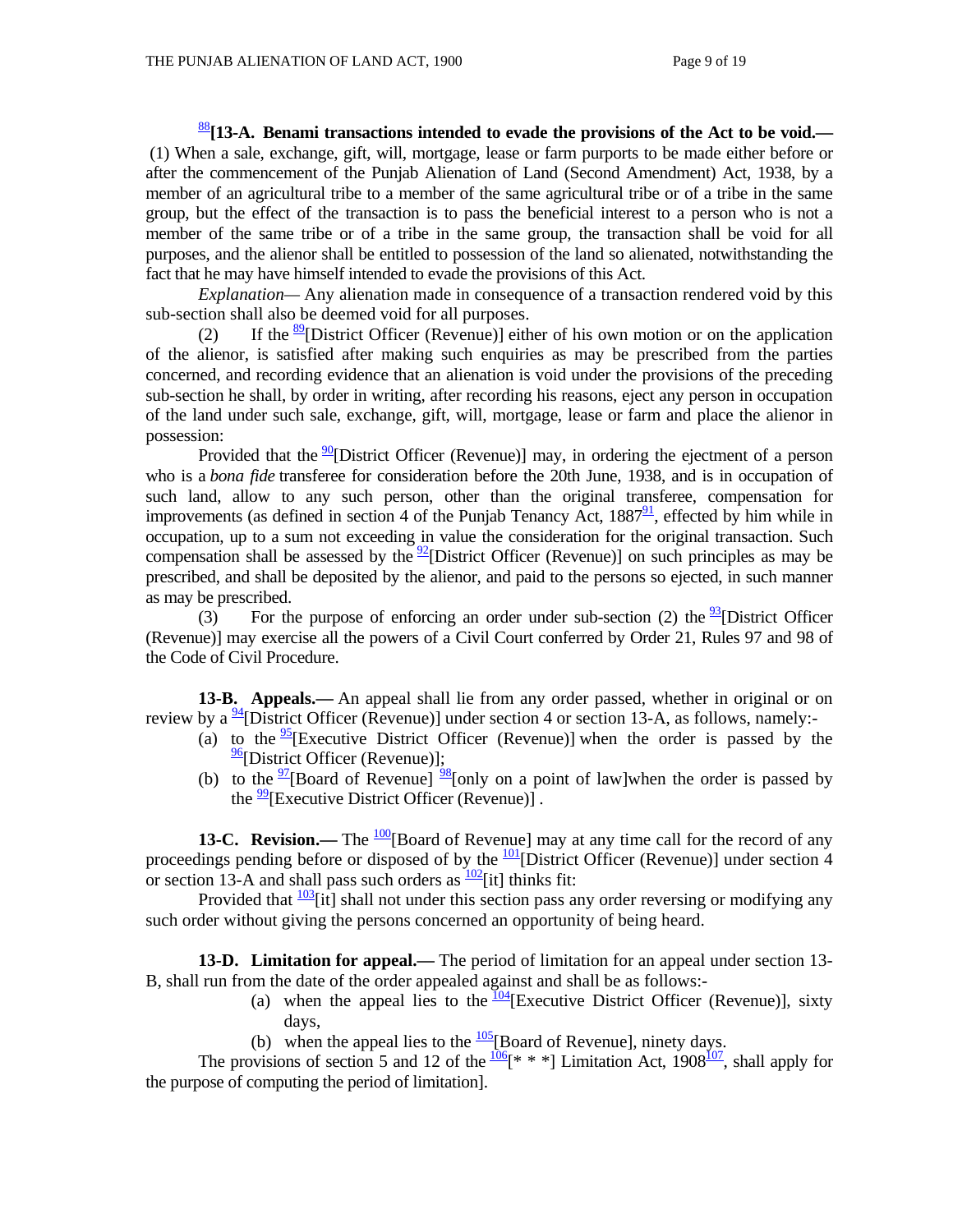[88]**[13-A. Benami transactions intended to evade the provisions of the Act to be void.—** (1) When a sale, exchange, gift, will, mortgage, lease or farm purports to be made either before or after the commencement of the Punjab Alienation of Land (Second Amendment) Act, 1938, by a member of an agricultural tribe to a member of the same agricultural tribe or of a tribe in the same group, but the effect of the transaction is to pass the beneficial interest to a person who is not a member of the same tribe or of a tribe in the same group, the transaction shall be void for all purposes, and the alienor shall be entitled to possession of the land so alienated, notwithstanding the fact that he may have himself intended to evade the provisions of this Act.

*Explanation*— Any alienation made in consequence of a transaction rendered void by this sub-section shall also be deemed void for all purposes.

(2) If the [89][District Officer (Revenue)] either of his own motion or on the application of the alienor, is satisfied after making such enquiries as may be prescribed from the parties concerned, and recording evidence that an alienation is void under the provisions of the preceding sub-section he shall, by order in writing, after recording his reasons, eject any person in occupation of the land under such sale, exchange, gift, will, mortgage, lease or farm and place the alienor in possession:

Provided that the [90][District Officer (Revenue)] may, in ordering the ejectment of a person who is a *bona fide* transferee for consideration before the 20th June, 1938, and is in occupation of such land, allow to any such person, other than the original transferee, compensation for improvements (as defined in section 4 of the Punjab Tenancy Act, 1887[91], effected by him while in occupation, up to a sum not exceeding in value the consideration for the original transaction. Such compensation shall be assessed by the [92][District Officer (Revenue)] on such principles as may be prescribed, and shall be deposited by the alienor, and paid to the persons so ejected, in such manner as may be prescribed.

(3) For the purpose of enforcing an order under sub-section (2) the [93][District Officer (Revenue)] may exercise all the powers of a Civil Court conferred by Order 21, Rules 97 and 98 of the Code of Civil Procedure.

**13-B. Appeals.—** An appeal shall lie from any order passed, whether in original or on review by a [94][District Officer (Revenue)] under section 4 or section 13-A, as follows, namely:-

(a) to the [95][Executive District Officer (Revenue)] when the order is passed by the [96][District Officer (Revenue)];

(b) to the [97][Board of Revenue] [98][only on a point of law]when the order is passed by the [99][Executive District Officer (Revenue)] .

**13-C. Revision.—** The [100][Board of Revenue] may at any time call for the record of any proceedings pending before or disposed of by the [101][District Officer (Revenue)] under section 4 or section 13-A and shall pass such orders as [102][it] thinks fit:

Provided that [103][it] shall not under this section pass any order reversing or modifying any such order without giving the persons concerned an opportunity of being heard.

**13-D. Limitation for appeal.—** The period of limitation for an appeal under section 13-B, shall run from the date of the order appealed against and shall be as follows:-

(a) when the appeal lies to the [104][Executive District Officer (Revenue)], sixty days,

(b) when the appeal lies to the [105][Board of Revenue], ninety days.

The provisions of section 5 and 12 of the [106][* * *] Limitation Act, 1908[107], shall apply for the purpose of computing the period of limitation].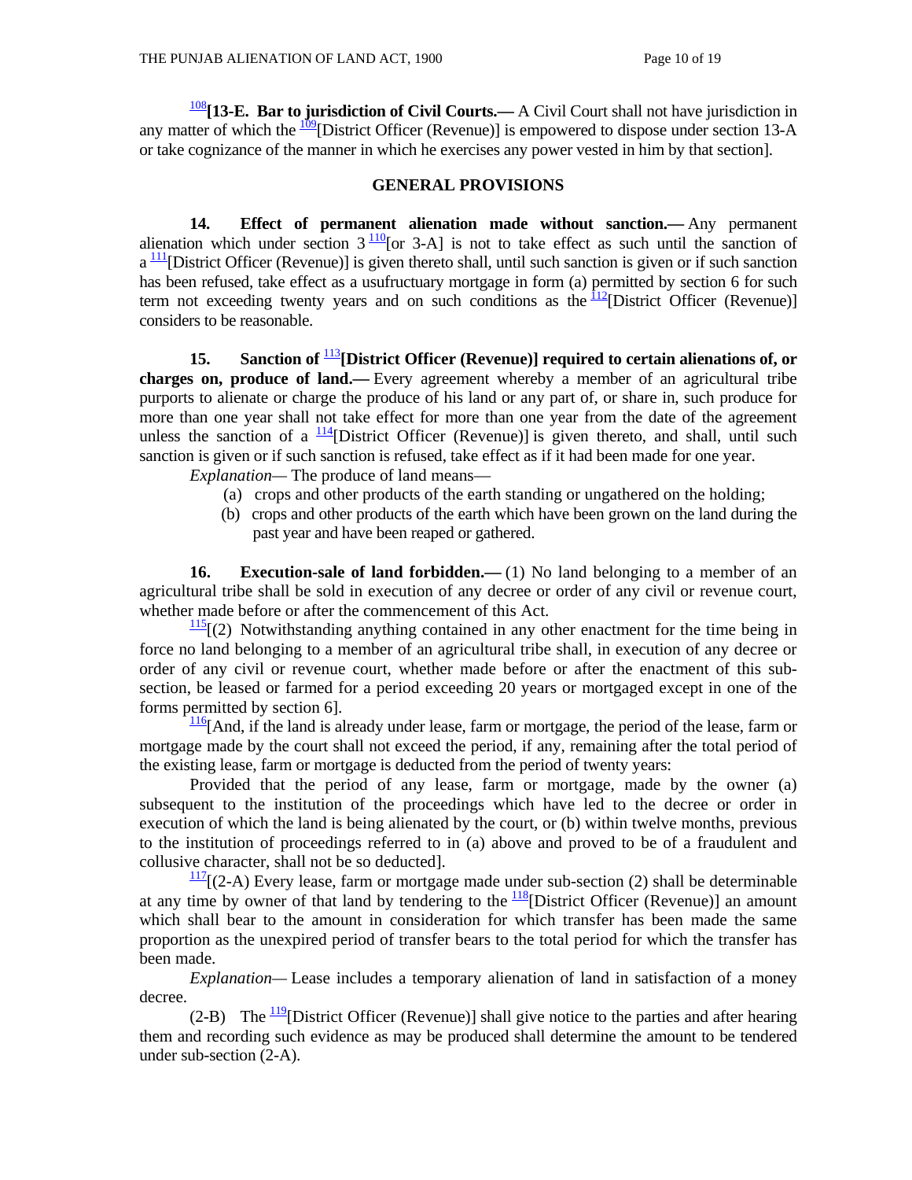[108]**[13-E. Bar to jurisdiction of Civil Courts.—** A Civil Court shall not have jurisdiction in any matter of which the [109][District Officer (Revenue)] is empowered to dispose under section 13-A or take cognizance of the manner in which he exercises any power vested in him by that section].

## GENERAL PROVISIONS

**14. Effect of permanent alienation made without sanction.—** Any permanent alienation which under section 3 [110][or 3-A] is not to take effect as such until the sanction of a [111][District Officer (Revenue)] is given thereto shall, until such sanction is given or if such sanction has been refused, take effect as a usufructuary mortgage in form (a) permitted by section 6 for such term not exceeding twenty years and on such conditions as the [112][District Officer (Revenue)] considers to be reasonable.

**15. Sanction of [113][District Officer (Revenue)] required to certain alienations of, or charges on, produce of land.—** Every agreement whereby a member of an agricultural tribe purports to alienate or charge the produce of his land or any part of, or share in, such produce for more than one year shall not take effect for more than one year from the date of the agreement unless the sanction of a [114][District Officer (Revenue)] is given thereto, and shall, until such sanction is given or if such sanction is refused, take effect as if it had been made for one year.

*Explanation*— The produce of land means—

(a) crops and other products of the earth standing or ungathered on the holding;

(b) crops and other products of the earth which have been grown on the land during the past year and have been reaped or gathered.

**16. Execution-sale of land forbidden.—** (1) No land belonging to a member of an agricultural tribe shall be sold in execution of any decree or order of any civil or revenue court, whether made before or after the commencement of this Act.

[115][(2) Notwithstanding anything contained in any other enactment for the time being in force no land belonging to a member of an agricultural tribe shall, in execution of any decree or order of any civil or revenue court, whether made before or after the enactment of this sub-section, be leased or farmed for a period exceeding 20 years or mortgaged except in one of the forms permitted by section 6].

[116][And, if the land is already under lease, farm or mortgage, the period of the lease, farm or mortgage made by the court shall not exceed the period, if any, remaining after the total period of the existing lease, farm or mortgage is deducted from the period of twenty years:

Provided that the period of any lease, farm or mortgage, made by the owner (a) subsequent to the institution of the proceedings which have led to the decree or order in execution of which the land is being alienated by the court, or (b) within twelve months, previous to the institution of proceedings referred to in (a) above and proved to be of a fraudulent and collusive character, shall not be so deducted].

[117][(2-A) Every lease, farm or mortgage made under sub-section (2) shall be determinable at any time by owner of that land by tendering to the [118][District Officer (Revenue)] an amount which shall bear to the amount in consideration for which transfer has been made the same proportion as the unexpired period of transfer bears to the total period for which the transfer has been made.

*Explanation*— Lease includes a temporary alienation of land in satisfaction of a money decree.

(2-B) The [119][District Officer (Revenue)] shall give notice to the parties and after hearing them and recording such evidence as may be produced shall determine the amount to be tendered under sub-section (2-A).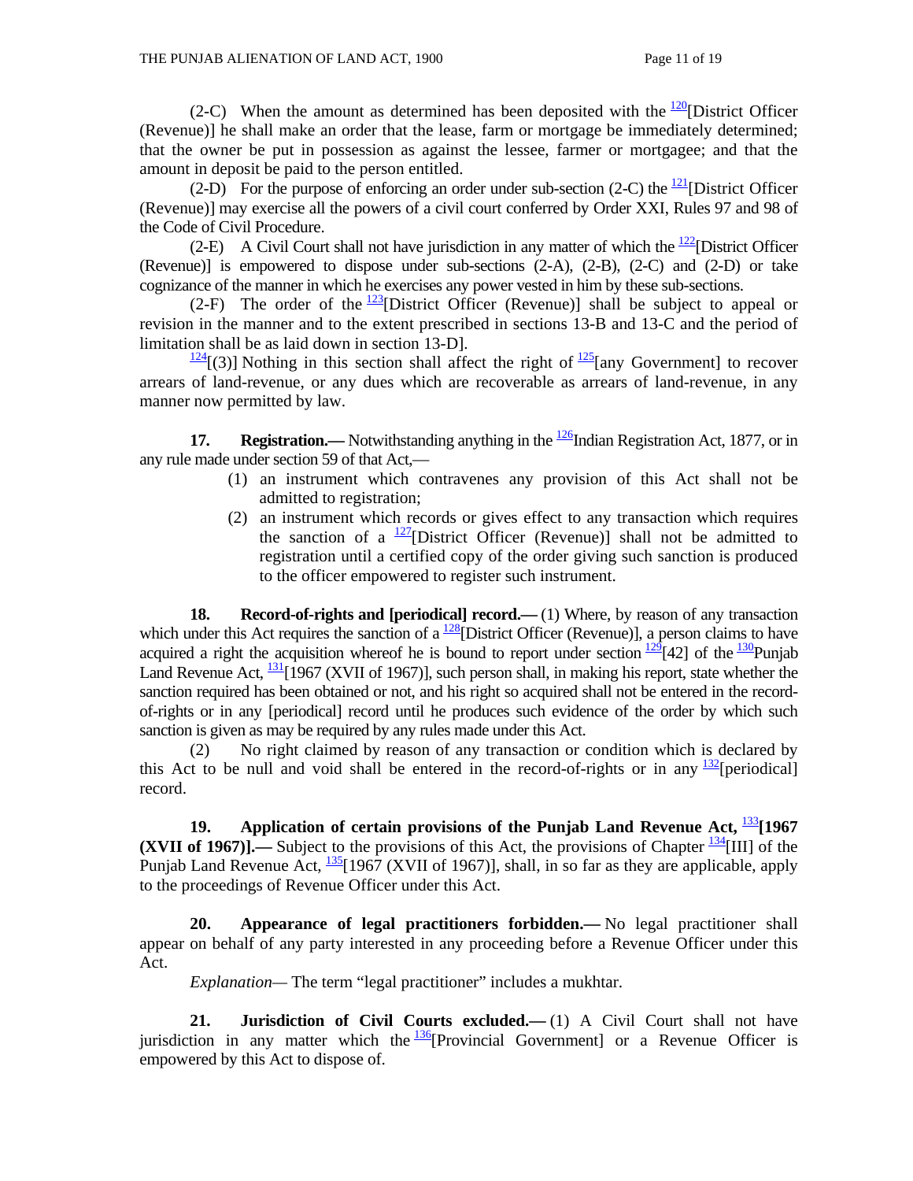(2-C) When the amount as determined has been deposited with the [120][District Officer (Revenue)] he shall make an order that the lease, farm or mortgage be immediately determined; that the owner be put in possession as against the lessee, farmer or mortgagee; and that the amount in deposit be paid to the person entitled.

(2-D) For the purpose of enforcing an order under sub-section (2-C) the [121][District Officer (Revenue)] may exercise all the powers of a civil court conferred by Order XXI, Rules 97 and 98 of the Code of Civil Procedure.

(2-E) A Civil Court shall not have jurisdiction in any matter of which the [122][District Officer (Revenue)] is empowered to dispose under sub-sections (2-A), (2-B), (2-C) and (2-D) or take cognizance of the manner in which he exercises any power vested in him by these sub-sections.

(2-F) The order of the [123][District Officer (Revenue)] shall be subject to appeal or revision in the manner and to the extent prescribed in sections 13-B and 13-C and the period of limitation shall be as laid down in section 13-D].

[124][(3)] Nothing in this section shall affect the right of [125][any Government] to recover arrears of land-revenue, or any dues which are recoverable as arrears of land-revenue, in any manner now permitted by law.

**17. Registration.—** Notwithstanding anything in the [126]Indian Registration Act, 1877, or in any rule made under section 59 of that Act,—

(1) an instrument which contravenes any provision of this Act shall not be admitted to registration;

(2) an instrument which records or gives effect to any transaction which requires the sanction of a [127][District Officer (Revenue)] shall not be admitted to registration until a certified copy of the order giving such sanction is produced to the officer empowered to register such instrument.

**18. Record-of-rights and [periodical] record.—** (1) Where, by reason of any transaction which under this Act requires the sanction of a [128][District Officer (Revenue)], a person claims to have acquired a right the acquisition whereof he is bound to report under section [129][42] of the [130]Punjab Land Revenue Act, [131][1967 (XVII of 1967)], such person shall, in making his report, state whether the sanction required has been obtained or not, and his right so acquired shall not be entered in the record-of-rights or in any [periodical] record until he produces such evidence of the order by which such sanction is given as may be required by any rules made under this Act.

(2) No right claimed by reason of any transaction or condition which is declared by this Act to be null and void shall be entered in the record-of-rights or in any [132][periodical] record.

**19. Application of certain provisions of the Punjab Land Revenue Act, [133][1967 (XVII of 1967)].—** Subject to the provisions of this Act, the provisions of Chapter [134][III] of the Punjab Land Revenue Act, [135][1967 (XVII of 1967)], shall, in so far as they are applicable, apply to the proceedings of Revenue Officer under this Act.

**20. Appearance of legal practitioners forbidden.—** No legal practitioner shall appear on behalf of any party interested in any proceeding before a Revenue Officer under this Act.

*Explanation*— The term "legal practitioner" includes a mukhtar.

**21. Jurisdiction of Civil Courts excluded.—** (1) A Civil Court shall not have jurisdiction in any matter which the [136][Provincial Government] or a Revenue Officer is empowered by this Act to dispose of.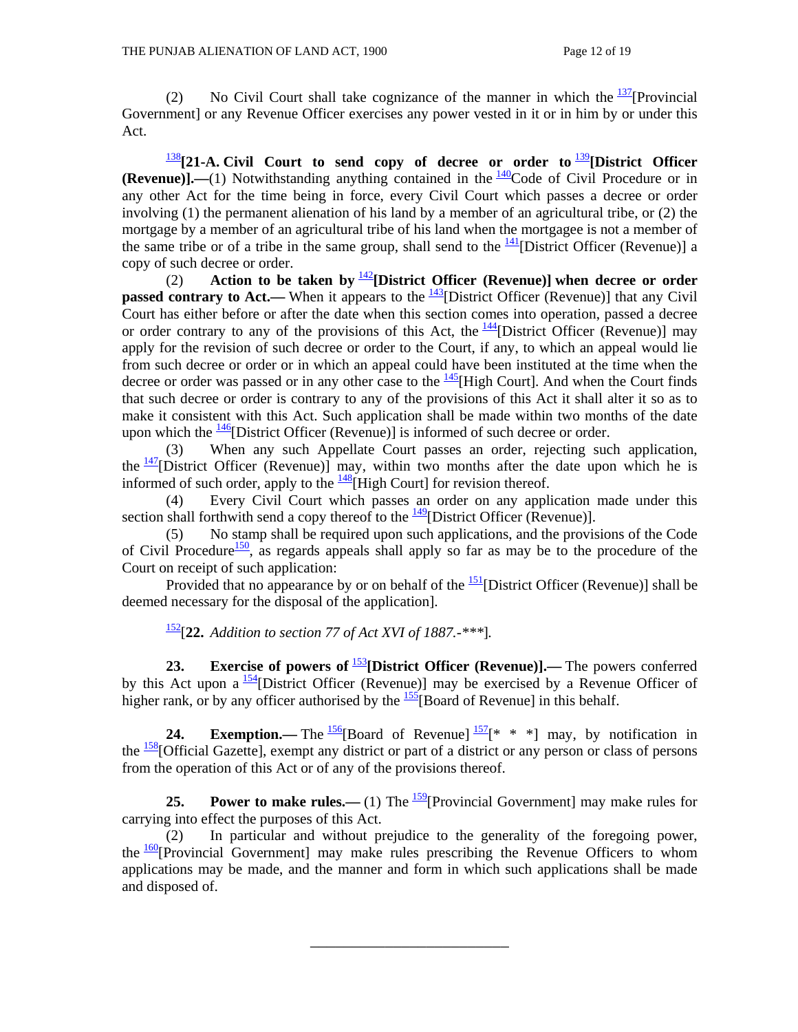(2) No Civil Court shall take cognizance of the manner in which the [137][Provincial Government] or any Revenue Officer exercises any power vested in it or in him by or under this Act.

[138]**[21-A. Civil Court to send copy of decree or order to [139][District Officer (Revenue)].—**(1) Notwithstanding anything contained in the [140]Code of Civil Procedure or in any other Act for the time being in force, every Civil Court which passes a decree or order involving (1) the permanent alienation of his land by a member of an agricultural tribe, or (2) the mortgage by a member of an agricultural tribe of his land when the mortgagee is not a member of the same tribe or of a tribe in the same group, shall send to the [141][District Officer (Revenue)] a copy of such decree or order.

(2) **Action to be taken by [142][District Officer (Revenue)] when decree or order passed contrary to Act.—** When it appears to the [143][District Officer (Revenue)] that any Civil Court has either before or after the date when this section comes into operation, passed a decree or order contrary to any of the provisions of this Act, the [144][District Officer (Revenue)] may apply for the revision of such decree or order to the Court, if any, to which an appeal would lie from such decree or order or in which an appeal could have been instituted at the time when the decree or order was passed or in any other case to the [145][High Court]. And when the Court finds that such decree or order is contrary to any of the provisions of this Act it shall alter it so as to make it consistent with this Act. Such application shall be made within two months of the date upon which the [146][District Officer (Revenue)] is informed of such decree or order.

(3) When any such Appellate Court passes an order, rejecting such application, the [147][District Officer (Revenue)] may, within two months after the date upon which he is informed of such order, apply to the [148][High Court] for revision thereof.

(4) Every Civil Court which passes an order on any application made under this section shall forthwith send a copy thereof to the [149][District Officer (Revenue)].

(5) No stamp shall be required upon such applications, and the provisions of the Code of Civil Procedure[150], as regards appeals shall apply so far as may be to the procedure of the Court on receipt of such application:

Provided that no appearance by or on behalf of the [151][District Officer (Revenue)] shall be deemed necessary for the disposal of the application].

[152][**22.** *Addition to section 77 of Act XVI of 1887.-\*\*\**].

**23. Exercise of powers of [153][District Officer (Revenue)].—** The powers conferred by this Act upon a [154][District Officer (Revenue)] may be exercised by a Revenue Officer of higher rank, or by any officer authorised by the [155][Board of Revenue] in this behalf.

**24. Exemption.—** The [156][Board of Revenue] [157][* * *] may, by notification in the [158][Official Gazette], exempt any district or part of a district or any person or class of persons from the operation of this Act or of any of the provisions thereof.

**25. Power to make rules.—** (1) The [159][Provincial Government] may make rules for carrying into effect the purposes of this Act.

(2) In particular and without prejudice to the generality of the foregoing power, the [160][Provincial Government] may make rules prescribing the Revenue Officers to whom applications may be made, and the manner and form in which such applications shall be made and disposed of.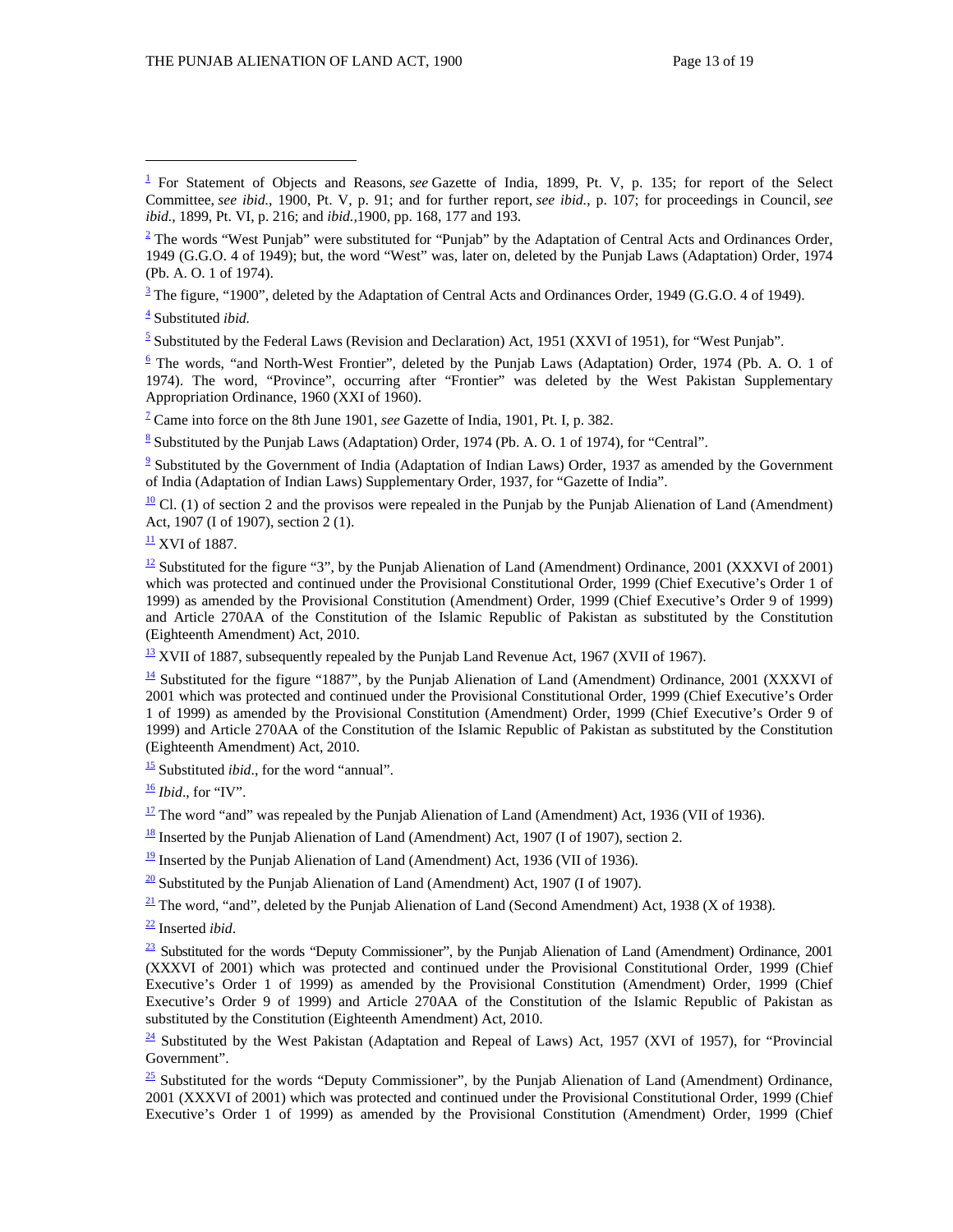[1] For Statement of Objects and Reasons, *see* Gazette of India, 1899, Pt. V, p. 135; for report of the Select Committee, *see ibid.*, 1900, Pt. V, p. 91; and for further report, *see ibid.*, p. 107; for proceedings in Council, *see ibid.*, 1899, Pt. VI, p. 216; and *ibid.*,1900, pp. 168, 177 and 193.

[2] The words "West Punjab" were substituted for "Punjab" by the Adaptation of Central Acts and Ordinances Order, 1949 (G.G.O. 4 of 1949); but, the word "West", was, later on, deleted by the Punjab Laws (Adaptation) Order, 1974 (Pb. A. O. 1 of 1974).

[3] The figure, "1900", deleted by the Adaptation of Central Acts and Ordinances Order, 1949 (G.G.O. 4 of 1949).

[4] Substituted *ibid.*

[5] Substituted by the Federal Laws (Revision and Declaration) Act, 1951 (XXVI of 1951), for "West Punjab".

[6] The words, "and North-West Frontier", deleted by the Punjab Laws (Adaptation) Order, 1974 (Pb. A. O. 1 of 1974). The word, "Province", occurring after "Frontier" was deleted by the West Pakistan Supplementary Appropriation Ordinance, 1960 (XXI of 1960).

[7] Came into force on the 8th June 1901, *see* Gazette of India, 1901, Pt. I, p. 382.

[8] Substituted by the Punjab Laws (Adaptation) Order, 1974 (Pb. A. O. 1 of 1974), for "Central".

[9] Substituted by the Government of India (Adaptation of Indian Laws) Order, 1937 as amended by the Government of India (Adaptation of Indian Laws) Supplementary Order, 1937, for "Gazette of India".

[10] Cl. (1) of section 2 and the provisos were repealed in the Punjab by the Punjab Alienation of Land (Amendment) Act, 1907 (I of 1907), section 2 (1).

[11] XVI of 1887.

[12] Substituted for the figure "3", by the Punjab Alienation of Land (Amendment) Ordinance, 2001 (XXXVI of 2001) which was protected and continued under the Provisional Constitutional Order, 1999 (Chief Executive's Order 1 of 1999) as amended by the Provisional Constitution (Amendment) Order, 1999 (Chief Executive's Order 9 of 1999) and Article 270AA of the Constitution of the Islamic Republic of Pakistan as substituted by the Constitution (Eighteenth Amendment) Act, 2010.

[13] XVII of 1887, subsequently repealed by the Punjab Land Revenue Act, 1967 (XVII of 1967).

[14] Substituted for the figure "1887", by the Punjab Alienation of Land (Amendment) Ordinance, 2001 (XXXVI of 2001 which was protected and continued under the Provisional Constitution Order, 1999 (Chief Executive's Order 1 of 1999) as amended by the Provisional Constitution (Amendment) Order, 1999 (Chief Executive's Order 9 of 1999) and Article 270AA of the Constitution of the Islamic Republic of Pakistan as substituted by the Constitution (Eighteenth Amendment) Act, 2010.

[15] Substituted *ibid*., for the word "annual".

[16] *Ibid*., for "IV".

[17] The word "and" was repealed by the Punjab Alienation of Land (Amendment) Act, 1936 (VII of 1936).

[18] Inserted by the Punjab Alienation of Land (Amendment) Act, 1907 (I of 1907), section 2.

[19] Inserted by the Punjab Alienation of Land (Amendment) Act, 1936 (VII of 1936).

[20] Substituted by the Punjab Alienation of Land (Amendment) Act, 1907 (I of 1907).

[21] The word, "and", deleted by the Punjab Alienation of Land (Second Amendment) Act, 1938 (X of 1938).

[22] Inserted *ibid*.

[23] Substituted for the words "Deputy Commissioner", by the Punjab Alienation of Land (Amendment) Ordinance, 2001 (XXXVI of 2001) which was protected and continued under the Provisional Constitutional Order, 1999 (Chief Executive's Order 1 of 1999) as amended by the Provisional Constitution (Amendment) Order, 1999 (Chief Executive's Order 9 of 1999) and Article 270AA of the Constitution of the Islamic Republic of Pakistan as substituted by the Constitution (Eighteenth Amendment) Act, 2010.

[24] Substituted by the West Pakistan (Adaptation and Repeal of Laws) Act, 1957 (XVI of 1957), for "Provincial Government".

[25] Substituted for the words "Deputy Commissioner", by the Punjab Alienation of Land (Amendment) Ordinance, 2001 (XXXVI of 2001) which was protected and continued under the Provisional Constitutional Order, 1999 (Chief Executive's Order 1 of 1999) as amended by the Provisional Constitution (Amendment) Order, 1999 (Chief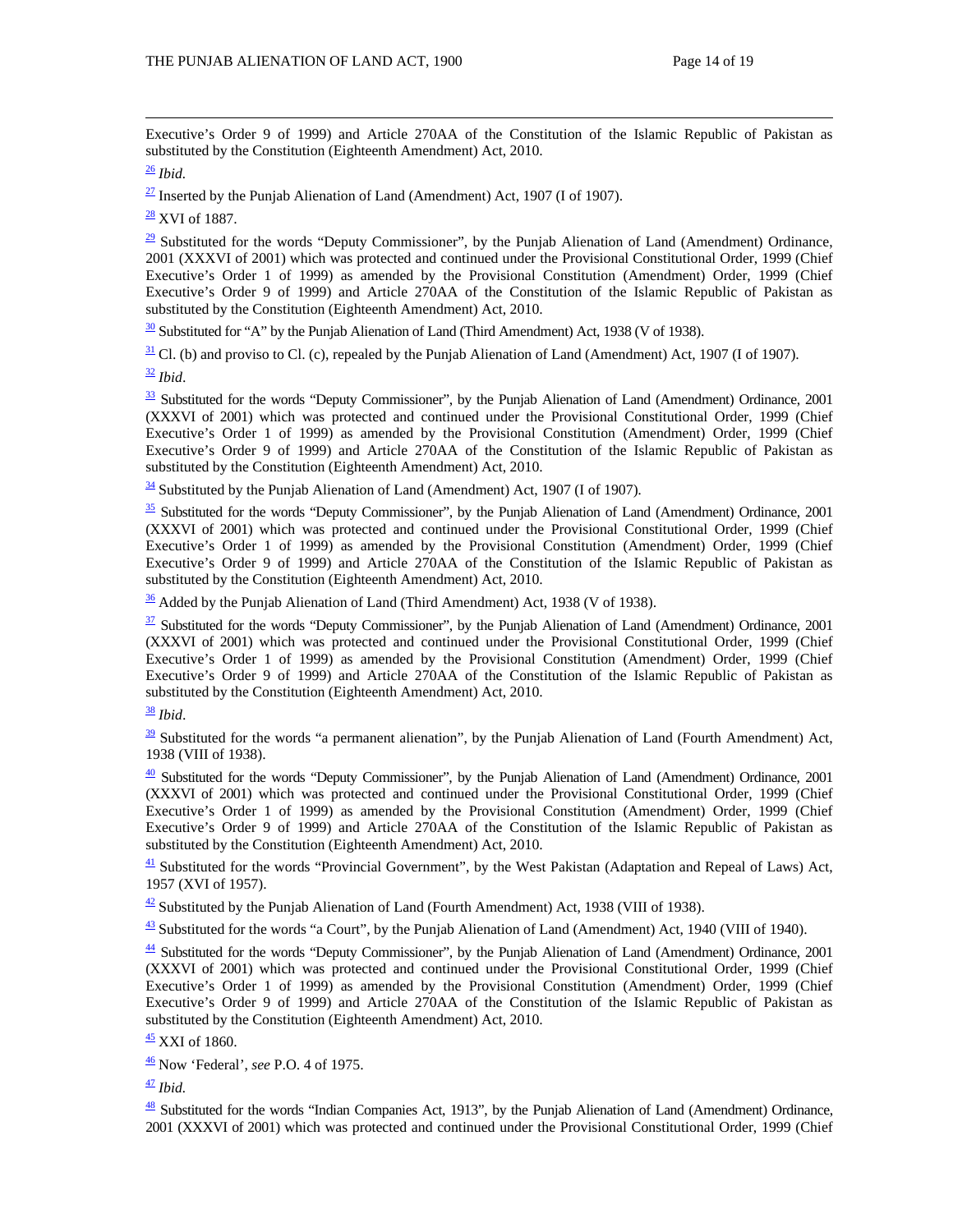Executive's Order 9 of 1999) and Article 270AA of the Constitution of the Islamic Republic of Pakistan as substituted by the Constitution (Eighteenth Amendment) Act, 2010.

[26] *Ibid.*

[27] Inserted by the Punjab Alienation of Land (Amendment) Act, 1907 (I of 1907).

[28] XVI of 1887.

[29] Substituted for the words "Deputy Commissioner", by the Punjab Alienation of Land (Amendment) Ordinance, 2001 (XXXVI of 2001) which was protected and continued under the Provisional Constitutional Order, 1999 (Chief Executive's Order 1 of 1999) as amended by the Provisional Constitution (Amendment) Order, 1999 (Chief Executive's Order 9 of 1999) and Article 270AA of the Constitution of the Islamic Republic of Pakistan as substituted by the Constitution (Eighteenth Amendment) Act, 2010.

[30] Substituted for "A" by the Punjab Alienation of Land (Third Amendment) Act, 1938 (V of 1938).

[31] Cl. (b) and proviso to Cl. (c), repealed by the Punjab Alienation of Land (Amendment) Act, 1907 (I of 1907).

[32] *Ibid*.

[33] Substituted for the words "Deputy Commissioner", by the Punjab Alienation of Land (Amendment) Ordinance, 2001 (XXXVI of 2001) which was protected and continued under the Provisional Constitutional Order, 1999 (Chief Executive's Order 1 of 1999) as amended by the Provisional Constitution (Amendment) Order, 1999 (Chief Executive's Order 9 of 1999) and Article 270AA of the Constitution of the Islamic Republic of Pakistan as substituted by the Constitution (Eighteenth Amendment) Act, 2010.

[34] Substituted by the Punjab Alienation of Land (Amendment) Act, 1907 (I of 1907).

[35] Substituted for the words "Deputy Commissioner", by the Punjab Alienation of Land (Amendment) Ordinance, 2001 (XXXVI of 2001) which was protected and continued under the Provisional Constitutional Order, 1999 (Chief Executive's Order 1 of 1999) as amended by the Provisional Constitution (Amendment) Order, 1999 (Chief Executive's Order 9 of 1999) and Article 270AA of the Constitution of the Islamic Republic of Pakistan as substituted by the Constitution (Eighteenth Amendment) Act, 2010.

[36] Added by the Punjab Alienation of Land (Third Amendment) Act, 1938 (V of 1938).

[37] Substituted for the words "Deputy Commissioner", by the Punjab Alienation of Land (Amendment) Ordinance, 2001 (XXXVI of 2001) which was protected and continued under the Provisional Constitutional Order, 1999 (Chief Executive's Order 1 of 1999) as amended by the Provisional Constitution (Amendment) Order, 1999 (Chief Executive's Order 9 of 1999) and Article 270AA of the Constitution of the Islamic Republic of Pakistan as substituted by the Constitution (Eighteenth Amendment) Act, 2010.

[38] *Ibid*.

[39] Substituted for the words "a permanent alienation", by the Punjab Alienation of Land (Fourth Amendment) Act, 1938 (VIII of 1938).

[40] Substituted for the words "Deputy Commissioner", by the Punjab Alienation of Land (Amendment) Ordinance, 2001 (XXXVI of 2001) which was protected and continued under the Provisional Constitutional Order, 1999 (Chief Executive's Order 1 of 1999) as amended by the Provisional Constitution (Amendment) Order, 1999 (Chief Executive's Order 9 of 1999) and Article 270AA of the Constitution of the Islamic Republic of Pakistan as substituted by the Constitution (Eighteenth Amendment) Act, 2010.

[41] Substituted for the words "Provincial Government", by the West Pakistan (Adaptation and Repeal of Laws) Act, 1957 (XVI of 1957).

[42] Substituted by the Punjab Alienation of Land (Fourth Amendment) Act, 1938 (VIII of 1938).

[43] Substituted for the words "a Court", by the Punjab Alienation of Land (Amendment) Act, 1940 (VIII of 1940).

[44] Substituted for the words "Deputy Commissioner", by the Punjab Alienation of Land (Amendment) Ordinance, 2001 (XXXVI of 2001) which was protected and continued under the Provisional Constitutional Order, 1999 (Chief Executive's Order 1 of 1999) as amended by the Provisional Constitution (Amendment) Order, 1999 (Chief Executive's Order 9 of 1999) and Article 270AA of the Constitution of the Islamic Republic of Pakistan as substituted by the Constitution (Eighteenth Amendment) Act, 2010.

[45] XXI of 1860.

[46] Now 'Federal', *see* P.O. 4 of 1975.

[47] *Ibid.*

[48] Substituted for the words "Indian Companies Act, 1913", by the Punjab Alienation of Land (Amendment) Ordinance, 2001 (XXXVI of 2001) which was protected and continued under the Provisional Constitutional Order, 1999 (Chief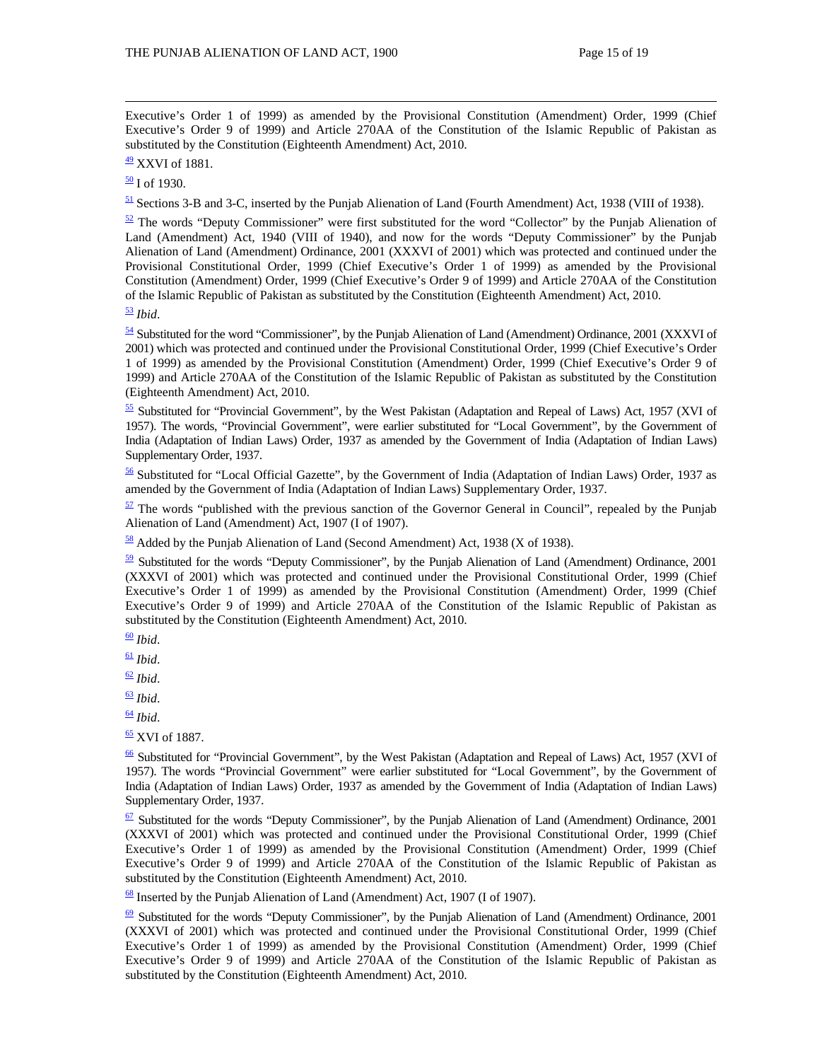Executive's Order 1 of 1999) as amended by the Provisional Constitution (Amendment) Order, 1999 (Chief Executive's Order 9 of 1999) and Article 270AA of the Constitution of the Islamic Republic of Pakistan as substituted by the Constitution (Eighteenth Amendment) Act, 2010.

[49] XXVI of 1881.

[50] I of 1930.

[51] Sections 3-B and 3-C, inserted by the Punjab Alienation of Land (Fourth Amendment) Act, 1938 (VIII of 1938).

[52] The words "Deputy Commissioner" were first substituted for the word "Collector" by the Punjab Alienation of Land (Amendment) Act, 1940 (VIII of 1940), and now for the words "Deputy Commissioner" by the Punjab Alienation of Land (Amendment) Ordinance, 2001 (XXXVI of 2001) which was protected and continued under the Provisional Constitutional Order, 1999 (Chief Executive's Order 1 of 1999) as amended by the Provisional Constitution (Amendment) Order, 1999 (Chief Executive's Order 9 of 1999) and Article 270AA of the Constitution of the Islamic Republic of Pakistan as substituted by the Constitution (Eighteenth Amendment) Act, 2010.

[53] *Ibid*.

[54] Substituted for the word "Commissioner", by the Punjab Alienation of Land (Amendment) Ordinance, 2001 (XXXVI of 2001) which was protected and continued under the Provisional Constitutional Order, 1999 (Chief Executive's Order 1 of 1999) as amended by the Provisional Constitution (Amendment) Order, 1999 (Chief Executive's Order 9 of 1999) and Article 270AA of the Constitution of the Islamic Republic of Pakistan as substituted by the Constitution (Eighteenth Amendment) Act, 2010.

[55] Substituted for "Provincial Government", by the West Pakistan (Adaptation and Repeal of Laws) Act, 1957 (XVI of 1957). The words, "Provincial Government", were earlier substituted for "Local Government", by the Government of India (Adaptation of Indian Laws) Order, 1937 as amended by the Government of India (Adaptation of Indian Laws) Supplementary Order, 1937.

[56] Substituted for "Local Official Gazette", by the Government of India (Adaptation of Indian Laws) Order, 1937 as amended by the Government of India (Adaptation of Indian Laws) Supplementary Order, 1937.

[57] The words "published with the previous sanction of the Governor General in Council", repealed by the Punjab Alienation of Land (Amendment) Act, 1907 (I of 1907).

[58] Added by the Punjab Alienation of Land (Second Amendment) Act, 1938 (X of 1938).

[59] Substituted for the words "Deputy Commissioner", by the Punjab Alienation of Land (Amendment) Ordinance, 2001 (XXXVI of 2001) which was protected and continued under the Provisional Constitutional Order, 1999 (Chief Executive's Order 1 of 1999) as amended by the Provisional Constitution (Amendment) Order, 1999 (Chief Executive's Order 9 of 1999) and Article 270AA of the Constitution of the Islamic Republic of Pakistan as substituted by the Constitution (Eighteenth Amendment) Act, 2010.

[60] *Ibid*.

[61] *Ibid*.

[62] *Ibid*.

[63] *Ibid*.

[64] *Ibid*.

[65] XVI of 1887.

[66] Substituted for "Provincial Government", by the West Pakistan (Adaptation and Repeal of Laws) Act, 1957 (XVI of 1957). The words "Provincial Government" were earlier substituted for "Local Government", by the Government of India (Adaptation of Indian Laws) Order, 1937 as amended by the Government of India (Adaptation of Indian Laws) Supplementary Order, 1937.

[67] Substituted for the words "Deputy Commissioner", by the Punjab Alienation of Land (Amendment) Ordinance, 2001 (XXXVI of 2001) which was protected and continued under the Provisional Constitutional Order, 1999 (Chief Executive's Order 1 of 1999) as amended by the Provisional Constitution (Amendment) Order, 1999 (Chief Executive's Order 9 of 1999) and Article 270AA of the Constitution of the Islamic Republic of Pakistan as substituted by the Constitution (Eighteenth Amendment) Act, 2010.

[68] Inserted by the Punjab Alienation of Land (Amendment) Act, 1907 (I of 1907).

[69] Substituted for the words "Deputy Commissioner", by the Punjab Alienation of Land (Amendment) Ordinance, 2001 (XXXVI of 2001) which was protected and continued under the Provisional Constitutional Order, 1999 (Chief Executive's Order 1 of 1999) as amended by the Provisional Constitution (Amendment) Order, 1999 (Chief Executive's Order 9 of 1999) and Article 270AA of the Constitution of the Islamic Republic of Pakistan as substituted by the Constitution (Eighteenth Amendment) Act, 2010.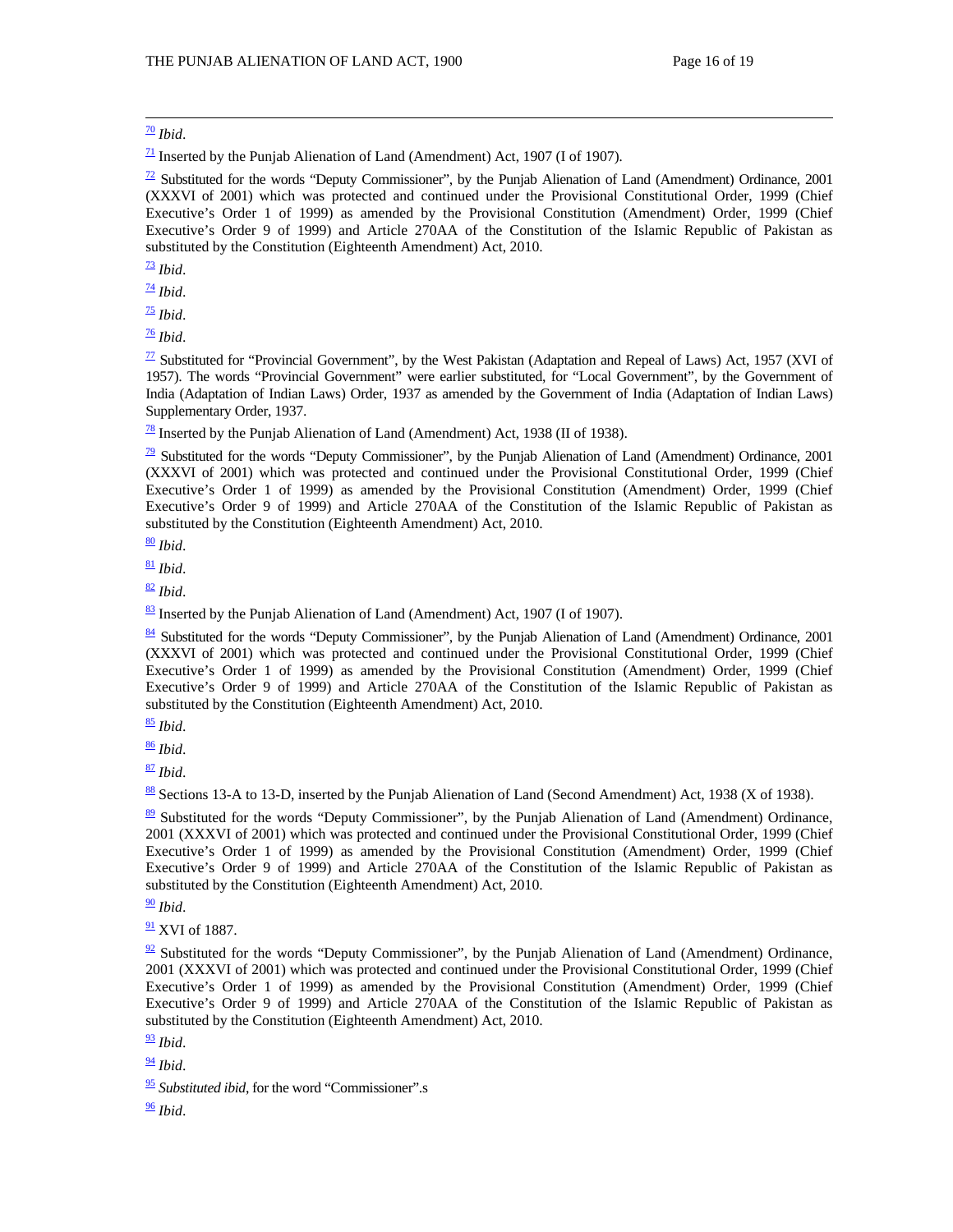[70] *Ibid*.

[71] Inserted by the Punjab Alienation of Land (Amendment) Act, 1907 (I of 1907).

[72] Substituted for the words "Deputy Commissioner", by the Punjab Alienation of Land (Amendment) Ordinance, 2001 (XXXVI of 2001) which was protected and continued under the Provisional Constitutional Order, 1999 (Chief Executive's Order 1 of 1999) as amended by the Provisional Constitution (Amendment) Order, 1999 (Chief Executive's Order 9 of 1999) and Article 270AA of the Constitution of the Islamic Republic of Pakistan as substituted by the Constitution (Eighteenth Amendment) Act, 2010.

[73] *Ibid*.

[74] *Ibid*.

[75] *Ibid*.

[76] *Ibid*.

[77] Substituted for "Provincial Government", by the West Pakistan (Adaptation and Repeal of Laws) Act, 1957 (XVI of 1957). The words "Provincial Government" were earlier substituted, for "Local Government", by the Government of India (Adaptation of Indian Laws) Order, 1937 as amended by the Government of India (Adaptation of Indian Laws) Supplementary Order, 1937.

[78] Inserted by the Punjab Alienation of Land (Amendment) Act, 1938 (II of 1938).

[79] Substituted for the words "Deputy Commissioner", by the Punjab Alienation of Land (Amendment) Ordinance, 2001 (XXXVI of 2001) which was protected and continued under the Provisional Constitutional Order, 1999 (Chief Executive's Order 1 of 1999) as amended by the Provisional Constitution (Amendment) Order, 1999 (Chief Executive's Order 9 of 1999) and Article 270AA of the Constitution of the Islamic Republic of Pakistan as substituted by the Constitution (Eighteenth Amendment) Act, 2010.

[80] *Ibid*.

[81] *Ibid*.

[82] *Ibid*.

[83] Inserted by the Punjab Alienation of Land (Amendment) Act, 1907 (I of 1907).

[84] Substituted for the words "Deputy Commissioner", by the Punjab Alienation of Land (Amendment) Ordinance, 2001 (XXXVI of 2001) which was protected and continued under the Provisional Constitutional Order, 1999 (Chief Executive's Order 1 of 1999) as amended by the Provisional Constitution (Amendment) Order, 1999 (Chief Executive's Order 9 of 1999) and Article 270AA of the Constitution of the Islamic Republic of Pakistan as substituted by the Constitution (Eighteenth Amendment) Act, 2010.

[85] *Ibid*.

[86] *Ibid*.

[87] *Ibid*.

[88] Sections 13-A to 13-D, inserted by the Punjab Alienation of Land (Second Amendment) Act, 1938 (X of 1938).

[89] Substituted for the words "Deputy Commissioner", by the Punjab Alienation of Land (Amendment) Ordinance, 2001 (XXXVI of 2001) which was protected and continued under the Provisional Constitutional Order, 1999 (Chief Executive's Order 1 of 1999) as amended by the Provisional Constitution (Amendment) Order, 1999 (Chief Executive's Order 9 of 1999) and Article 270AA of the Constitution of the Islamic Republic of Pakistan as substituted by the Constitution (Eighteenth Amendment) Act, 2010.

[90] *Ibid*.

[91] XVI of 1887.

[92] Substituted for the words "Deputy Commissioner", by the Punjab Alienation of Land (Amendment) Ordinance, 2001 (XXXVI of 2001) which was protected and continued under the Provisional Constitutional Order, 1999 (Chief Executive's Order 1 of 1999) as amended by the Provisional Constitution (Amendment) Order, 1999 (Chief Executive's Order 9 of 1999) and Article 270AA of the Constitution of the Islamic Republic of Pakistan as substituted by the Constitution (Eighteenth Amendment) Act, 2010.

[93] *Ibid*.

[94] *Ibid*.

[95] *Substituted ibid*, for the word "Commissioner".s

[96] *Ibid*.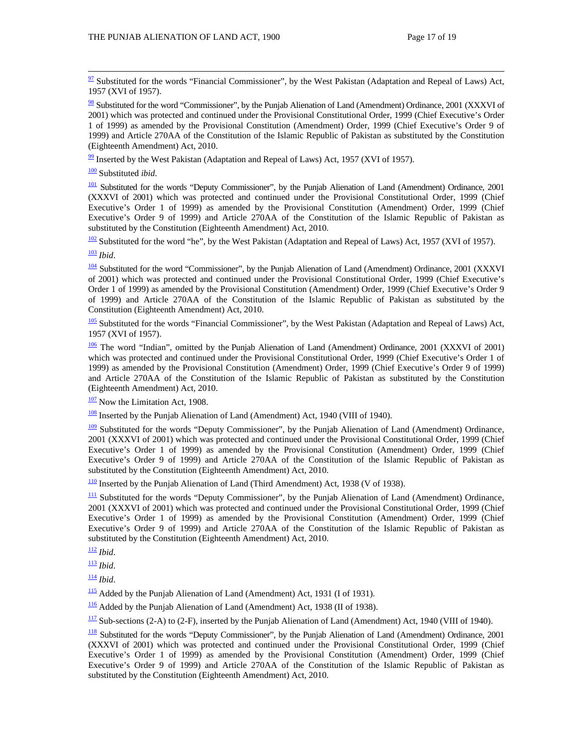[97] Substituted for the words "Financial Commissioner", by the West Pakistan (Adaptation and Repeal of Laws) Act, 1957 (XVI of 1957).

[98] Substituted for the word "Commissioner", by the Punjab Alienation of Land (Amendment) Ordinance, 2001 (XXXVI of 2001) which was protected and continued under the Provisional Constitutional Order, 1999 (Chief Executive's Order 1 of 1999) as amended by the Provisional Constitution (Amendment) Order, 1999 (Chief Executive's Order 9 of 1999) and Article 270AA of the Constitution of the Islamic Republic of Pakistan as substituted by the Constitution (Eighteenth Amendment) Act, 2010.

[99] Inserted by the West Pakistan (Adaptation and Repeal of Laws) Act, 1957 (XVI of 1957).

[100] Substituted *ibid*.

[101] Substituted for the words "Deputy Commissioner", by the Punjab Alienation of Land (Amendment) Ordinance, 2001 (XXXVI of 2001) which was protected and continued under the Provisional Constitutional Order, 1999 (Chief Executive's Order 1 of 1999) as amended by the Provisional Constitution (Amendment) Order, 1999 (Chief Executive's Order 9 of 1999) and Article 270AA of the Constitution of the Islamic Republic of Pakistan as substituted by the Constitution (Eighteenth Amendment) Act, 2010.

[102] Substituted for the word "he", by the West Pakistan (Adaptation and Repeal of Laws) Act, 1957 (XVI of 1957).

[103] *Ibid*.

[104] Substituted for the word "Commissioner", by the Punjab Alienation of Land (Amendment) Ordinance, 2001 (XXXVI of 2001) which was protected and continued under the Provisional Constitutional Order, 1999 (Chief Executive's Order 1 of 1999) as amended by the Provisional Constitution (Amendment) Order, 1999 (Chief Executive's Order 9 of 1999) and Article 270AA of the Constitution of the Islamic Republic of Pakistan as substituted by the Constitution (Eighteenth Amendment) Act, 2010.

[105] Substituted for the words "Financial Commissioner", by the West Pakistan (Adaptation and Repeal of Laws) Act, 1957 (XVI of 1957).

[106] The word "Indian", omitted by the Punjab Alienation of Land (Amendment) Ordinance, 2001 (XXXVI of 2001) which was protected and continued under the Provisional Constitutional Order, 1999 (Chief Executive's Order 1 of 1999) as amended by the Provisional Constitution (Amendment) Order, 1999 (Chief Executive's Order 9 of 1999) and Article 270AA of the Constitution of the Islamic Republic of Pakistan as substituted by the Constitution (Eighteenth Amendment) Act, 2010.

[107] Now the Limitation Act, 1908.

[108] Inserted by the Punjab Alienation of Land (Amendment) Act, 1940 (VIII of 1940).

[109] Substituted for the words "Deputy Commissioner", by the Punjab Alienation of Land (Amendment) Ordinance, 2001 (XXXVI of 2001) which was protected and continued under the Provisional Constitutional Order, 1999 (Chief Executive's Order 1 of 1999) as amended by the Provisional Constitution (Amendment) Order, 1999 (Chief Executive's Order 9 of 1999) and Article 270AA of the Constitution of the Islamic Republic of Pakistan as substituted by the Constitution (Eighteenth Amendment) Act, 2010.

[110] Inserted by the Punjab Alienation of Land (Third Amendment) Act, 1938 (V of 1938).

[111] Substituted for the words "Deputy Commissioner", by the Punjab Alienation of Land (Amendment) Ordinance, 2001 (XXXVI of 2001) which was protected and continued under the Provisional Constitutional Order, 1999 (Chief Executive's Order 1 of 1999) as amended by the Provisional Constitution (Amendment) Order, 1999 (Chief Executive's Order 9 of 1999) and Article 270AA of the Constitution of the Islamic Republic of Pakistan as substituted by the Constitution (Eighteenth Amendment) Act, 2010.

[112] *Ibid*.

[113] *Ibid*.

[114] *Ibid*.

[115] Added by the Punjab Alienation of Land (Amendment) Act, 1931 (I of 1931).

[116] Added by the Punjab Alienation of Land (Amendment) Act, 1938 (II of 1938).

[117] Sub-sections (2-A) to (2-F), inserted by the Punjab Alienation of Land (Amendment) Act, 1940 (VIII of 1940).

[118] Substituted for the words "Deputy Commissioner", by the Punjab Alienation of Land (Amendment) Ordinance, 2001 (XXXVI of 2001) which was protected and continued under the Provisional Constitutional Order, 1999 (Chief Executive's Order 1 of 1999) as amended by the Provisional Constitution (Amendment) Order, 1999 (Chief Executive's Order 9 of 1999) and Article 270AA of the Constitution of the Islamic Republic of Pakistan as substituted by the Constitution (Eighteenth Amendment) Act, 2010.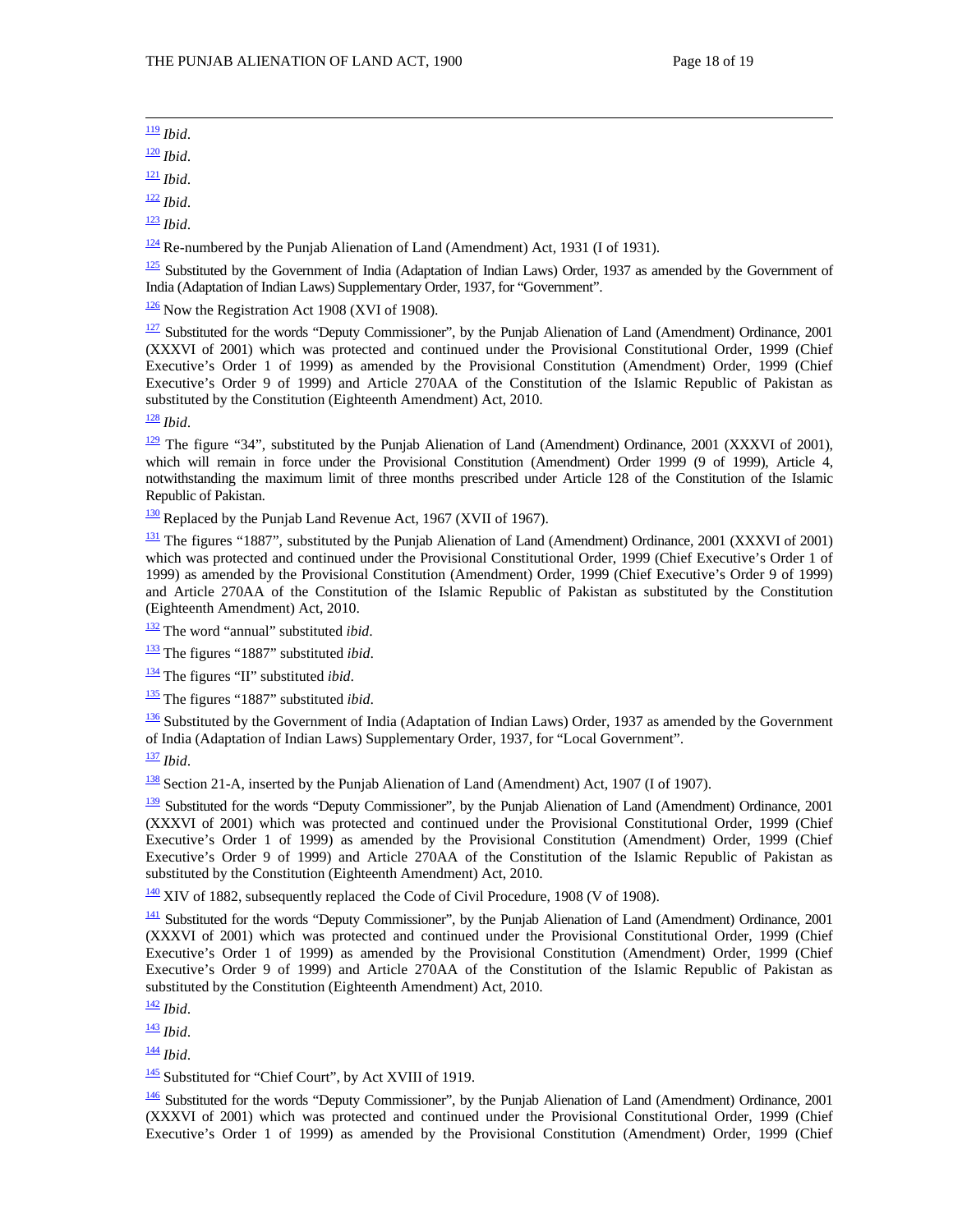[119] *Ibid*.

[120] *Ibid*.

[121] *Ibid*.

[122] *Ibid*.

[123] *Ibid*.

[124] Re-numbered by the Punjab Alienation of Land (Amendment) Act, 1931 (I of 1931).

[125] Substituted by the Government of India (Adaptation of Indian Laws) Order, 1937 as amended by the Government of India (Adaptation of Indian Laws) Supplementary Order, 1937, for "Government".

[126] Now the Registration Act 1908 (XVI of 1908).

[127] Substituted for the words "Deputy Commissioner", by the Punjab Alienation of Land (Amendment) Ordinance, 2001 (XXXVI of 2001) which was protected and continued under the Provisional Constitutional Order, 1999 (Chief Executive's Order 1 of 1999) as amended by the Provisional Constitution (Amendment) Order, 1999 (Chief Executive's Order 9 of 1999) and Article 270AA of the Constitution of the Islamic Republic of Pakistan as substituted by the Constitution (Eighteenth Amendment) Act, 2010.

[128] *Ibid*.

[129] The figure "34", substituted by the Punjab Alienation of Land (Amendment) Ordinance, 2001 (XXXVI of 2001), which will remain in force under the Provisional Constitution (Amendment) Order 1999 (9 of 1999), Article 4, notwithstanding the maximum limit of three months prescribed under Article 128 of the Constitution of the Islamic Republic of Pakistan.

[130] Replaced by the Punjab Land Revenue Act, 1967 (XVII of 1967).

[131] The figures "1887", substituted by the Punjab Alienation of Land (Amendment) Ordinance, 2001 (XXXVI of 2001) which was protected and continued under the Provisional Constitutional Order, 1999 (Chief Executive's Order 1 of 1999) as amended by the Provisional Constitution (Amendment) Order, 1999 (Chief Executive's Order 9 of 1999) and Article 270AA of the Constitution of the Islamic Republic of Pakistan as substituted by the Constitution (Eighteenth Amendment) Act, 2010.

[132] The word "annual" substituted *ibid*.

[133] The figures "1887" substituted *ibid*.

[134] The figures "II" substituted *ibid*.

[135] The figures "1887" substituted *ibid*.

[136] Substituted by the Government of India (Adaptation of Indian Laws) Order, 1937 as amended by the Government of India (Adaptation of Indian Laws) Supplementary Order, 1937, for "Local Government".

[137] *Ibid*.

[138] Section 21-A, inserted by the Punjab Alienation of Land (Amendment) Act, 1907 (I of 1907).

[139] Substituted for the words "Deputy Commissioner", by the Punjab Alienation of Land (Amendment) Ordinance, 2001 (XXXVI of 2001) which was protected and continued under the Provisional Constitutional Order, 1999 (Chief Executive's Order 1 of 1999) as amended by the Provisional Constitution (Amendment) Order, 1999 (Chief Executive's Order 9 of 1999) and Article 270AA of the Constitution of the Islamic Republic of Pakistan as substituted by the Constitution (Eighteenth Amendment) Act, 2010.

[140] XIV of 1882, subsequently replaced the Code of Civil Procedure, 1908 (V of 1908).

[141] Substituted for the words "Deputy Commissioner", by the Punjab Alienation of Land (Amendment) Ordinance, 2001 (XXXVI of 2001) which was protected and continued under the Provisional Constitutional Order, 1999 (Chief Executive's Order 1 of 1999) as amended by the Provisional Constitution (Amendment) Order, 1999 (Chief Executive's Order 9 of 1999) and Article 270AA of the Constitution of the Islamic Republic of Pakistan as substituted by the Constitution (Eighteenth Amendment) Act, 2010.

[142] *Ibid*.

[143] *Ibid*.

[144] *Ibid*.

[145] Substituted for "Chief Court", by Act XVIII of 1919.

[146] Substituted for the words "Deputy Commissioner", by the Punjab Alienation of Land (Amendment) Ordinance, 2001 (XXXVI of 2001) which was protected and continued under the Provisional Constitutional Order, 1999 (Chief Executive's Order 1 of 1999) as amended by the Provisional Constitution (Amendment) Order, 1999 (Chief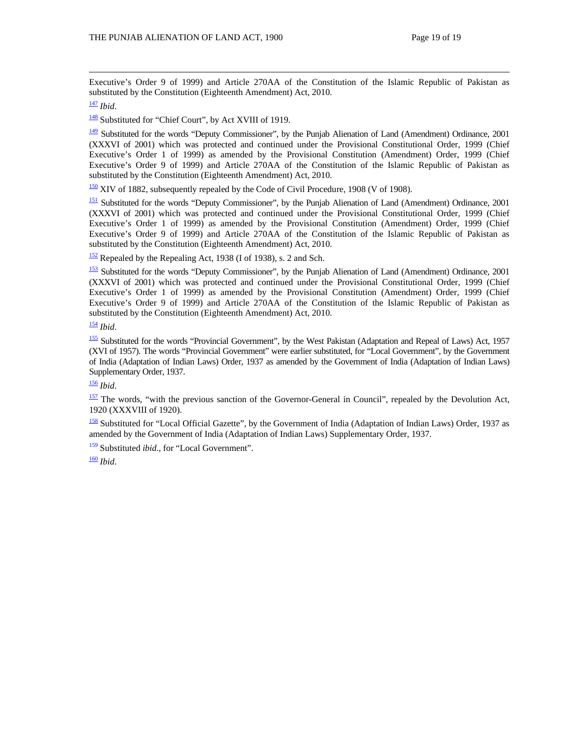Executive's Order 9 of 1999) and Article 270AA of the Constitution of the Islamic Republic of Pakistan as substituted by the Constitution (Eighteenth Amendment) Act, 2010.

[147] *Ibid*.

[148] Substituted for "Chief Court", by Act XVIII of 1919.

[149] Substituted for the words "Deputy Commissioner", by the Punjab Alienation of Land (Amendment) Ordinance, 2001 (XXXVI of 2001) which was protected and continued under the Provisional Constitutional Order, 1999 (Chief Executive's Order 1 of 1999) as amended by the Provisional Constitution (Amendment) Order, 1999 (Chief Executive's Order 9 of 1999) and Article 270AA of the Constitution of the Islamic Republic of Pakistan as substituted by the Constitution (Eighteenth Amendment) Act, 2010.

[150] XIV of 1882, subsequently repealed by the Code of Civil Procedure, 1908 (V of 1908).

[151] Substituted for the words "Deputy Commissioner", by the Punjab Alienation of Land (Amendment) Ordinance, 2001 (XXXVI of 2001) which was protected and continued under the Provisional Constitutional Order, 1999 (Chief Executive's Order 1 of 1999) as amended by the Provisional Constitution (Amendment) Order, 1999 (Chief Executive's Order 9 of 1999) and Article 270AA of the Constitution of the Islamic Republic of Pakistan as substituted by the Constitution (Eighteenth Amendment) Act, 2010.

[152] Repealed by the Repealing Act, 1938 (I of 1938), s. 2 and Sch.

[153] Substituted for the words "Deputy Commissioner", by the Punjab Alienation of Land (Amendment) Ordinance, 2001 (XXXVI of 2001) which was protected and continued under the Provisional Constitutional Order, 1999 (Chief Executive's Order 1 of 1999) as amended by the Provisional Constitution (Amendment) Order, 1999 (Chief Executive's Order 9 of 1999) and Article 270AA of the Constitution of the Islamic Republic of Pakistan as substituted by the Constitution (Eighteenth Amendment) Act, 2010.

[154] *Ibid*.

[155] Substituted for the words "Provincial Government", by the West Pakistan (Adaptation and Repeal of Laws) Act, 1957 (XVI of 1957). The words "Provincial Government" were earlier substituted, for "Local Government", by the Government of India (Adaptation of Indian Laws) Order, 1937 as amended by the Government of India (Adaptation of Indian Laws) Supplementary Order, 1937.

[156] *Ibid*.

[157] The words, "with the previous sanction of the Governor-General in Council", repealed by the Devolution Act, 1920 (XXXVIII of 1920).

[158] Substituted for "Local Official Gazette", by the Government of India (Adaptation of Indian Laws) Order, 1937 as amended by the Government of India (Adaptation of Indian Laws) Supplementary Order, 1937.

[159] Substituted *ibid*., for "Local Government".

[160] *Ibid*.